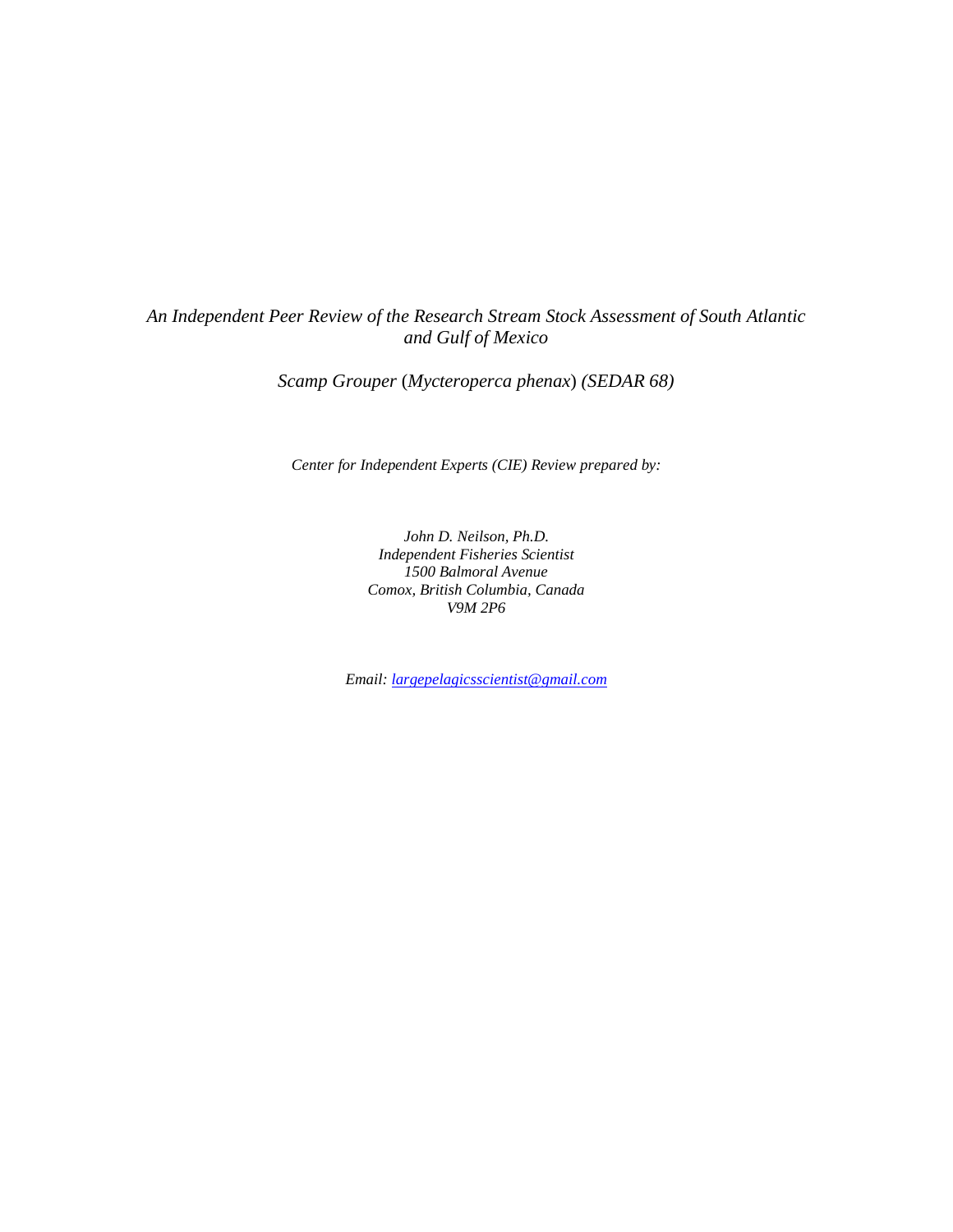*An Independent Peer Review of the Research Stream Stock Assessment of South Atlantic and Gulf of Mexico*

*Scamp Grouper (Mycteroperca phenax) (SEDAR 68)*

*Center for Independent Experts (CIE) Review prepared by:*

*John D. Neilson, Ph.D.*
*Independent Fisheries Scientist*
*1500 Balmoral Avenue*
*Comox, British Columbia, Canada*
*V9M 2P6*

*Email: largepelagicsscientist@gmail.com*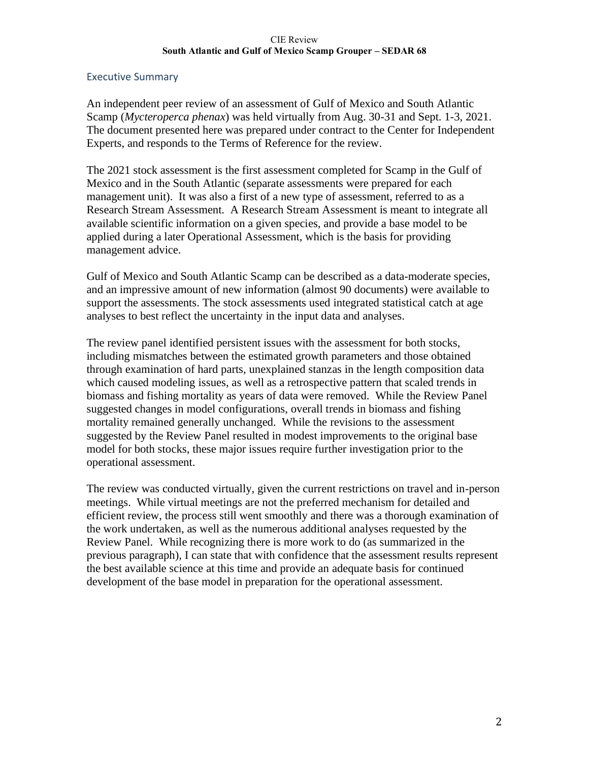## Executive Summary

An independent peer review of an assessment of Gulf of Mexico and South Atlantic Scamp (*Mycteroperca phenax*) was held virtually from Aug. 30-31 and Sept. 1-3, 2021. The document presented here was prepared under contract to the Center for Independent Experts, and responds to the Terms of Reference for the review.

The 2021 stock assessment is the first assessment completed for Scamp in the Gulf of Mexico and in the South Atlantic (separate assessments were prepared for each management unit). It was also a first of a new type of assessment, referred to as a Research Stream Assessment. A Research Stream Assessment is meant to integrate all available scientific information on a given species, and provide a base model to be applied during a later Operational Assessment, which is the basis for providing management advice.

Gulf of Mexico and South Atlantic Scamp can be described as a data-moderate species, and an impressive amount of new information (almost 90 documents) were available to support the assessments. The stock assessments used integrated statistical catch at age analyses to best reflect the uncertainty in the input data and analyses.

The review panel identified persistent issues with the assessment for both stocks, including mismatches between the estimated growth parameters and those obtained through examination of hard parts, unexplained stanzas in the length composition data which caused modeling issues, as well as a retrospective pattern that scaled trends in biomass and fishing mortality as years of data were removed. While the Review Panel suggested changes in model configurations, overall trends in biomass and fishing mortality remained generally unchanged. While the revisions to the assessment suggested by the Review Panel resulted in modest improvements to the original base model for both stocks, these major issues require further investigation prior to the operational assessment.

The review was conducted virtually, given the current restrictions on travel and in-person meetings. While virtual meetings are not the preferred mechanism for detailed and efficient review, the process still went smoothly and there was a thorough examination of the work undertaken, as well as the numerous additional analyses requested by the Review Panel. While recognizing there is more work to do (as summarized in the previous paragraph), I can state that with confidence that the assessment results represent the best available science at this time and provide an adequate basis for continued development of the base model in preparation for the operational assessment.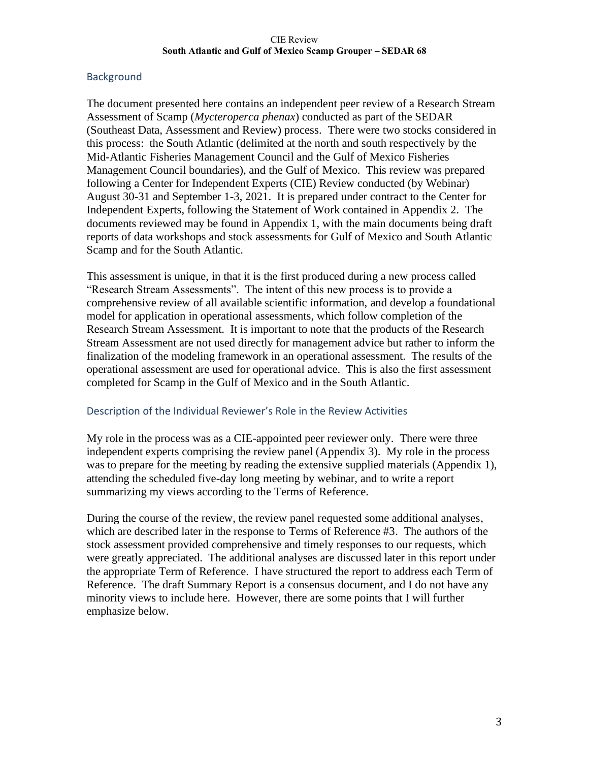## Background

The document presented here contains an independent peer review of a Research Stream Assessment of Scamp (*Mycteroperca phenax*) conducted as part of the SEDAR (Southeast Data, Assessment and Review) process. There were two stocks considered in this process: the South Atlantic (delimited at the north and south respectively by the Mid-Atlantic Fisheries Management Council and the Gulf of Mexico Fisheries Management Council boundaries), and the Gulf of Mexico. This review was prepared following a Center for Independent Experts (CIE) Review conducted (by Webinar) August 30-31 and September 1-3, 2021. It is prepared under contract to the Center for Independent Experts, following the Statement of Work contained in Appendix 2. The documents reviewed may be found in Appendix 1, with the main documents being draft reports of data workshops and stock assessments for Gulf of Mexico and South Atlantic Scamp and for the South Atlantic.

This assessment is unique, in that it is the first produced during a new process called "Research Stream Assessments". The intent of this new process is to provide a comprehensive review of all available scientific information, and develop a foundational model for application in operational assessments, which follow completion of the Research Stream Assessment. It is important to note that the products of the Research Stream Assessment are not used directly for management advice but rather to inform the finalization of the modeling framework in an operational assessment. The results of the operational assessment are used for operational advice. This is also the first assessment completed for Scamp in the Gulf of Mexico and in the South Atlantic.

## Description of the Individual Reviewer's Role in the Review Activities

My role in the process was as a CIE-appointed peer reviewer only. There were three independent experts comprising the review panel (Appendix 3). My role in the process was to prepare for the meeting by reading the extensive supplied materials (Appendix 1), attending the scheduled five-day long meeting by webinar, and to write a report summarizing my views according to the Terms of Reference.

During the course of the review, the review panel requested some additional analyses, which are described later in the response to Terms of Reference #3. The authors of the stock assessment provided comprehensive and timely responses to our requests, which were greatly appreciated. The additional analyses are discussed later in this report under the appropriate Term of Reference. I have structured the report to address each Term of Reference. The draft Summary Report is a consensus document, and I do not have any minority views to include here. However, there are some points that I will further emphasize below.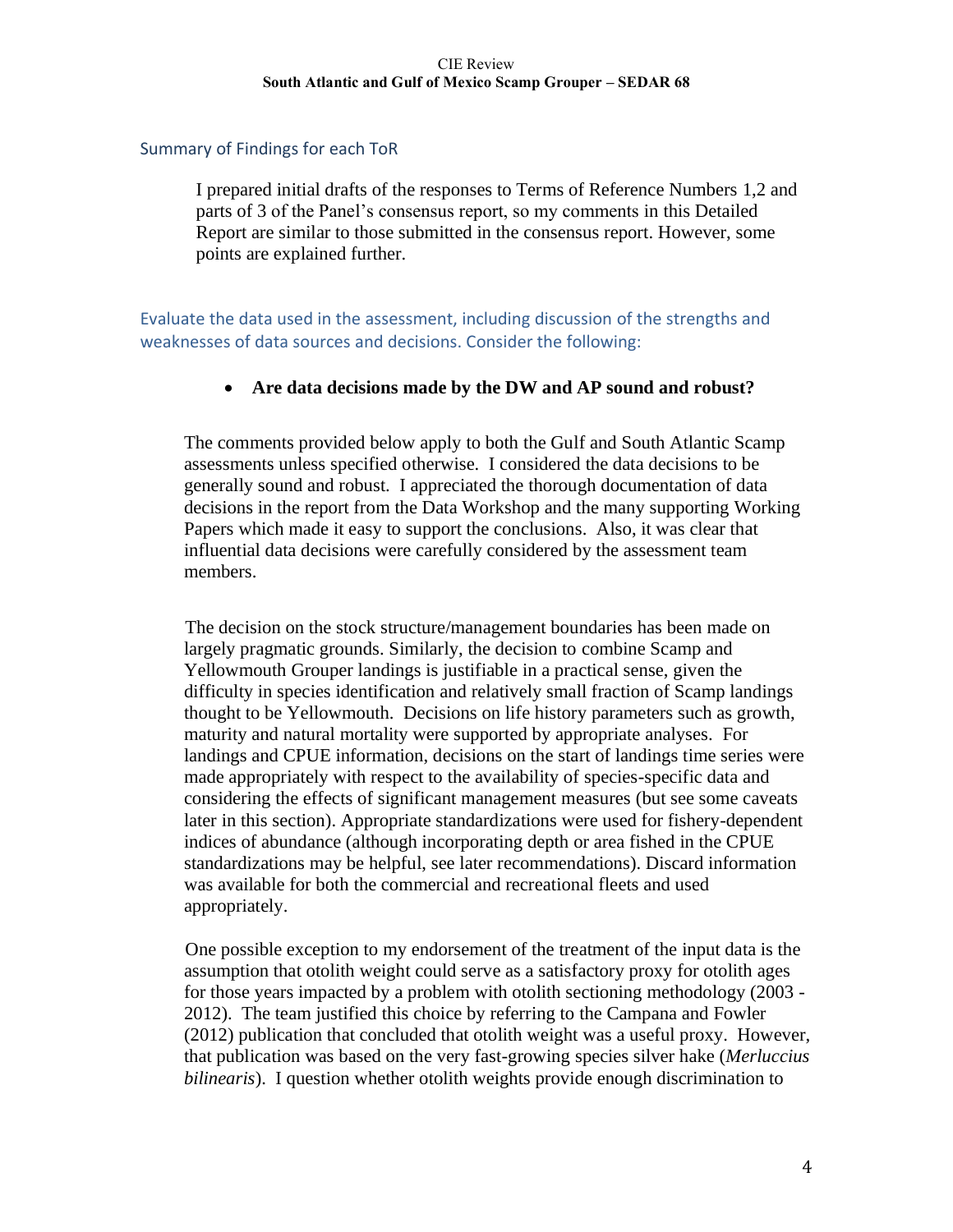## Summary of Findings for each ToR

I prepared initial drafts of the responses to Terms of Reference Numbers 1,2 and parts of 3 of the Panel's consensus report, so my comments in this Detailed Report are similar to those submitted in the consensus report. However, some points are explained further.

### Evaluate the data used in the assessment, including discussion of the strengths and weaknesses of data sources and decisions. Consider the following:

- **Are data decisions made by the DW and AP sound and robust?**

The comments provided below apply to both the Gulf and South Atlantic Scamp assessments unless specified otherwise. I considered the data decisions to be generally sound and robust. I appreciated the thorough documentation of data decisions in the report from the Data Workshop and the many supporting Working Papers which made it easy to support the conclusions. Also, it was clear that influential data decisions were carefully considered by the assessment team members.

The decision on the stock structure/management boundaries has been made on largely pragmatic grounds. Similarly, the decision to combine Scamp and Yellowmouth Grouper landings is justifiable in a practical sense, given the difficulty in species identification and relatively small fraction of Scamp landings thought to be Yellowmouth. Decisions on life history parameters such as growth, maturity and natural mortality were supported by appropriate analyses. For landings and CPUE information, decisions on the start of landings time series were made appropriately with respect to the availability of species-specific data and considering the effects of significant management measures (but see some caveats later in this section). Appropriate standardizations were used for fishery-dependent indices of abundance (although incorporating depth or area fished in the CPUE standardizations may be helpful, see later recommendations). Discard information was available for both the commercial and recreational fleets and used appropriately.

One possible exception to my endorsement of the treatment of the input data is the assumption that otolith weight could serve as a satisfactory proxy for otolith ages for those years impacted by a problem with otolith sectioning methodology (2003 - 2012). The team justified this choice by referring to the Campana and Fowler (2012) publication that concluded that otolith weight was a useful proxy. However, that publication was based on the very fast-growing species silver hake (*Merluccius bilinearis*). I question whether otolith weights provide enough discrimination to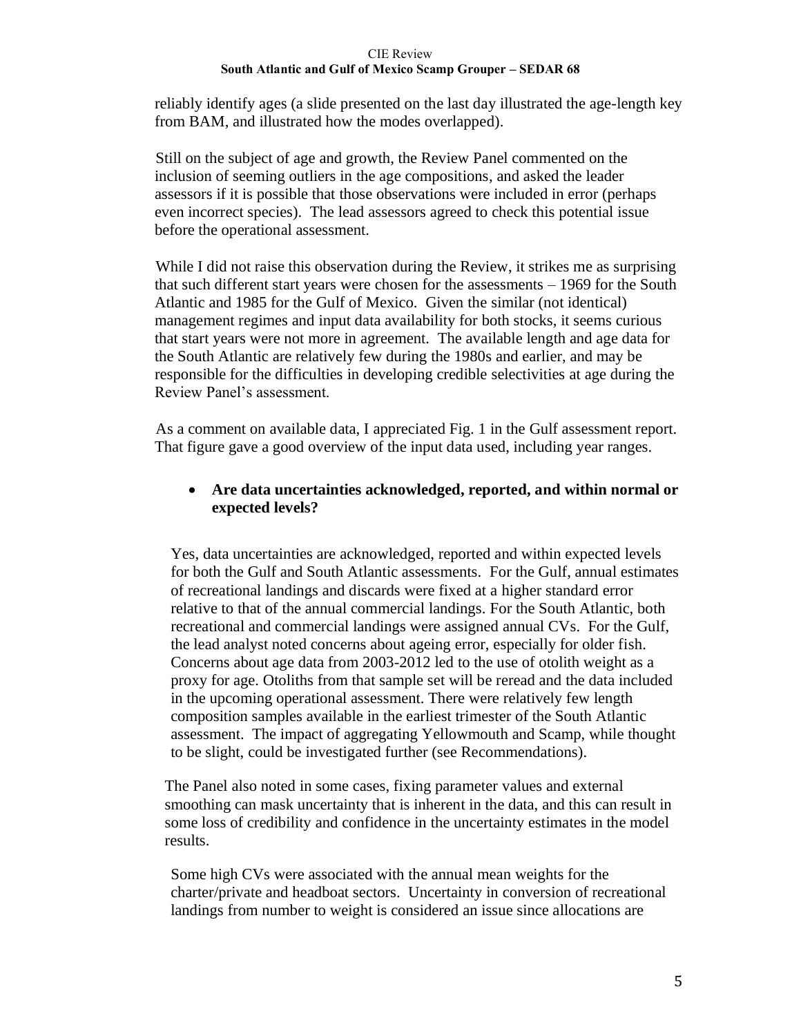reliably identify ages (a slide presented on the last day illustrated the age-length key from BAM, and illustrated how the modes overlapped).

Still on the subject of age and growth, the Review Panel commented on the inclusion of seeming outliers in the age compositions, and asked the leader assessors if it is possible that those observations were included in error (perhaps even incorrect species). The lead assessors agreed to check this potential issue before the operational assessment.

While I did not raise this observation during the Review, it strikes me as surprising that such different start years were chosen for the assessments – 1969 for the South Atlantic and 1985 for the Gulf of Mexico. Given the similar (not identical) management regimes and input data availability for both stocks, it seems curious that start years were not more in agreement. The available length and age data for the South Atlantic are relatively few during the 1980s and earlier, and may be responsible for the difficulties in developing credible selectivities at age during the Review Panel's assessment.

As a comment on available data, I appreciated Fig. 1 in the Gulf assessment report. That figure gave a good overview of the input data used, including year ranges.

- **Are data uncertainties acknowledged, reported, and within normal or expected levels?**

Yes, data uncertainties are acknowledged, reported and within expected levels for both the Gulf and South Atlantic assessments. For the Gulf, annual estimates of recreational landings and discards were fixed at a higher standard error relative to that of the annual commercial landings. For the South Atlantic, both recreational and commercial landings were assigned annual CVs. For the Gulf, the lead analyst noted concerns about ageing error, especially for older fish. Concerns about age data from 2003-2012 led to the use of otolith weight as a proxy for age. Otoliths from that sample set will be reread and the data included in the upcoming operational assessment. There were relatively few length composition samples available in the earliest trimester of the South Atlantic assessment. The impact of aggregating Yellowmouth and Scamp, while thought to be slight, could be investigated further (see Recommendations).

The Panel also noted in some cases, fixing parameter values and external smoothing can mask uncertainty that is inherent in the data, and this can result in some loss of credibility and confidence in the uncertainty estimates in the model results.

Some high CVs were associated with the annual mean weights for the charter/private and headboat sectors. Uncertainty in conversion of recreational landings from number to weight is considered an issue since allocations are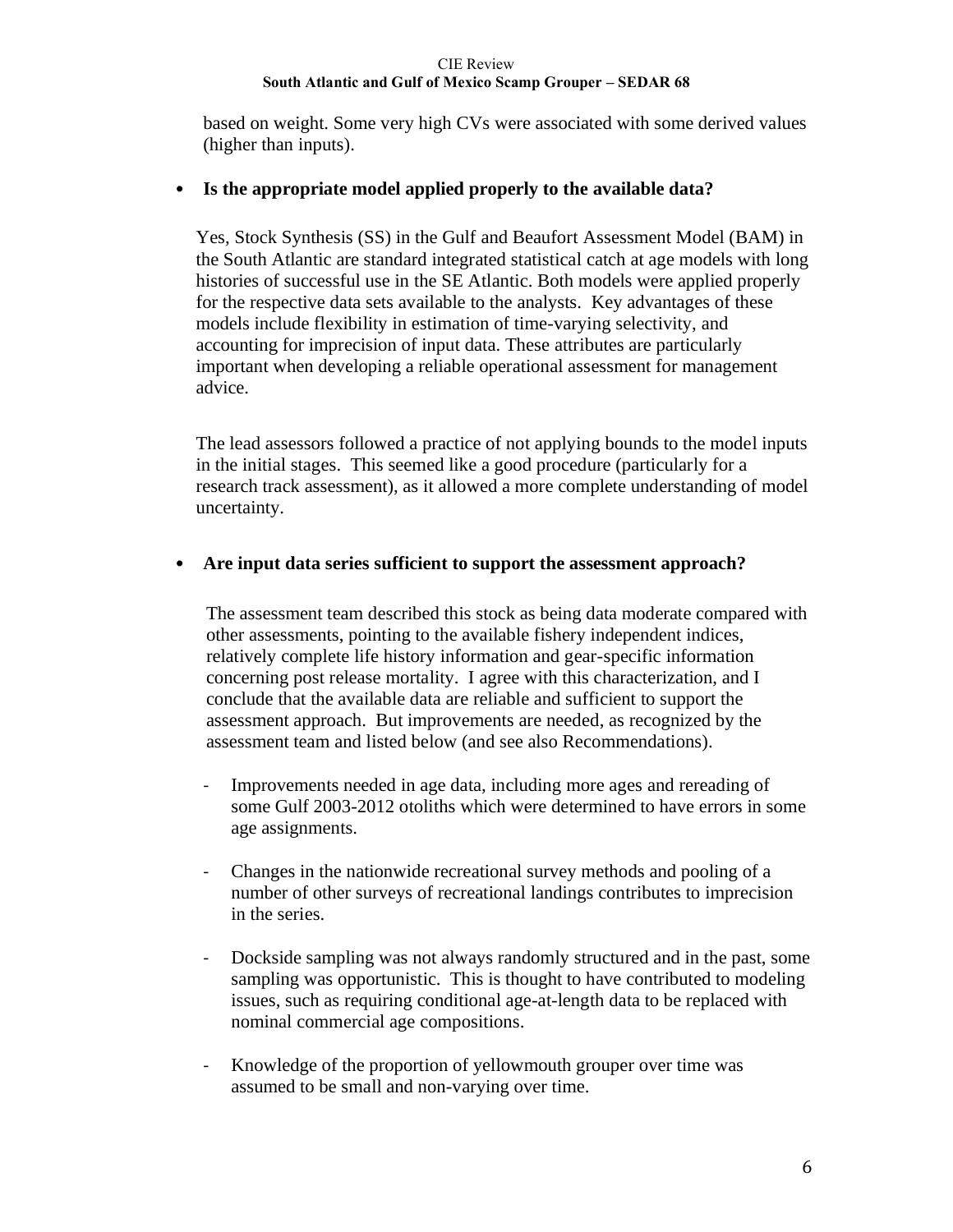based on weight. Some very high CVs were associated with some derived values (higher than inputs).

- **Is the appropriate model applied properly to the available data?**

  Yes, Stock Synthesis (SS) in the Gulf and Beaufort Assessment Model (BAM) in the South Atlantic are standard integrated statistical catch at age models with long histories of successful use in the SE Atlantic. Both models were applied properly for the respective data sets available to the analysts. Key advantages of these models include flexibility in estimation of time-varying selectivity, and accounting for imprecision of input data. These attributes are particularly important when developing a reliable operational assessment for management advice.

  The lead assessors followed a practice of not applying bounds to the model inputs in the initial stages. This seemed like a good procedure (particularly for a research track assessment), as it allowed a more complete understanding of model uncertainty.

- **Are input data series sufficient to support the assessment approach?**

  The assessment team described this stock as being data moderate compared with other assessments, pointing to the available fishery independent indices, relatively complete life history information and gear-specific information concerning post release mortality. I agree with this characterization, and I conclude that the available data are reliable and sufficient to support the assessment approach. But improvements are needed, as recognized by the assessment team and listed below (and see also Recommendations).

  - Improvements needed in age data, including more ages and rereading of some Gulf 2003-2012 otoliths which were determined to have errors in some age assignments.

  - Changes in the nationwide recreational survey methods and pooling of a number of other surveys of recreational landings contributes to imprecision in the series.

  - Dockside sampling was not always randomly structured and in the past, some sampling was opportunistic. This is thought to have contributed to modeling issues, such as requiring conditional age-at-length data to be replaced with nominal commercial age compositions.

  - Knowledge of the proportion of yellowmouth grouper over time was assumed to be small and non-varying over time.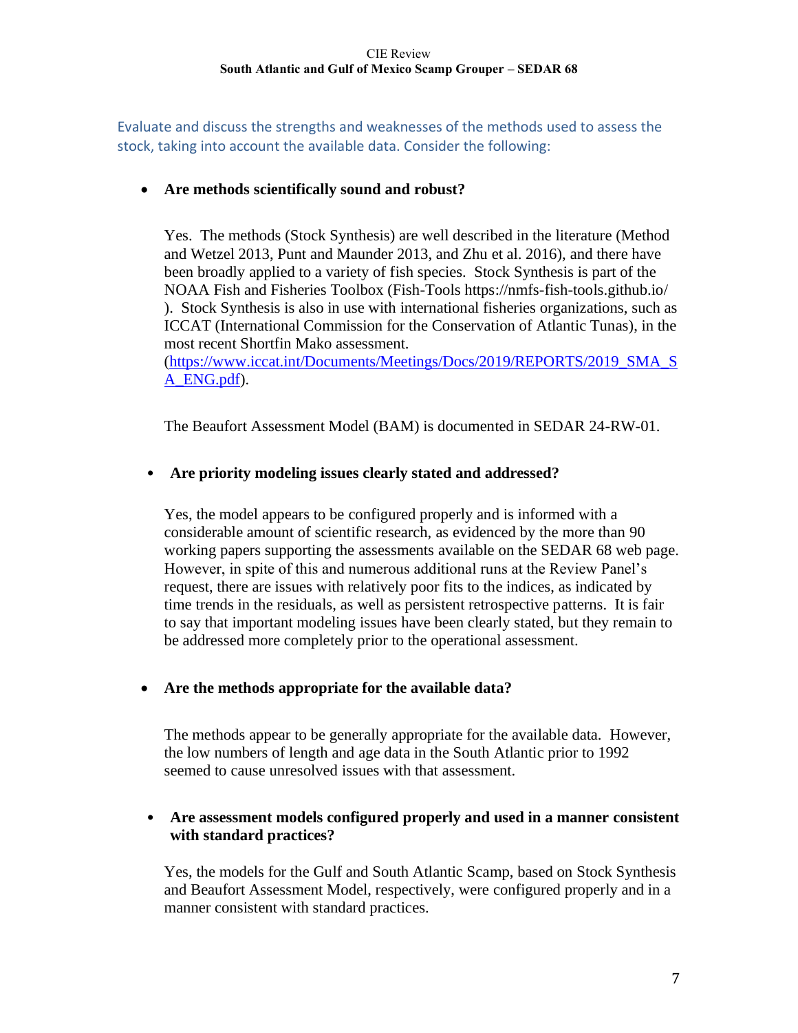Evaluate and discuss the strengths and weaknesses of the methods used to assess the stock, taking into account the available data. Consider the following:

- **Are methods scientifically sound and robust?**

  Yes. The methods (Stock Synthesis) are well described in the literature (Method and Wetzel 2013, Punt and Maunder 2013, and Zhu et al. 2016), and there have been broadly applied to a variety of fish species. Stock Synthesis is part of the NOAA Fish and Fisheries Toolbox (Fish-Tools https://nmfs-fish-tools.github.io/ ). Stock Synthesis is also in use with international fisheries organizations, such as ICCAT (International Commission for the Conservation of Atlantic Tunas), in the most recent Shortfin Mako assessment. (https://www.iccat.int/Documents/Meetings/Docs/2019/REPORTS/2019_SMA_SA_ENG.pdf).

  The Beaufort Assessment Model (BAM) is documented in SEDAR 24-RW-01.

- **Are priority modeling issues clearly stated and addressed?**

  Yes, the model appears to be configured properly and is informed with a considerable amount of scientific research, as evidenced by the more than 90 working papers supporting the assessments available on the SEDAR 68 web page. However, in spite of this and numerous additional runs at the Review Panel's request, there are issues with relatively poor fits to the indices, as indicated by time trends in the residuals, as well as persistent retrospective patterns. It is fair to say that important modeling issues have been clearly stated, but they remain to be addressed more completely prior to the operational assessment.

- **Are the methods appropriate for the available data?**

  The methods appear to be generally appropriate for the available data. However, the low numbers of length and age data in the South Atlantic prior to 1992 seemed to cause unresolved issues with that assessment.

- **Are assessment models configured properly and used in a manner consistent with standard practices?**

  Yes, the models for the Gulf and South Atlantic Scamp, based on Stock Synthesis and Beaufort Assessment Model, respectively, were configured properly and in a manner consistent with standard practices.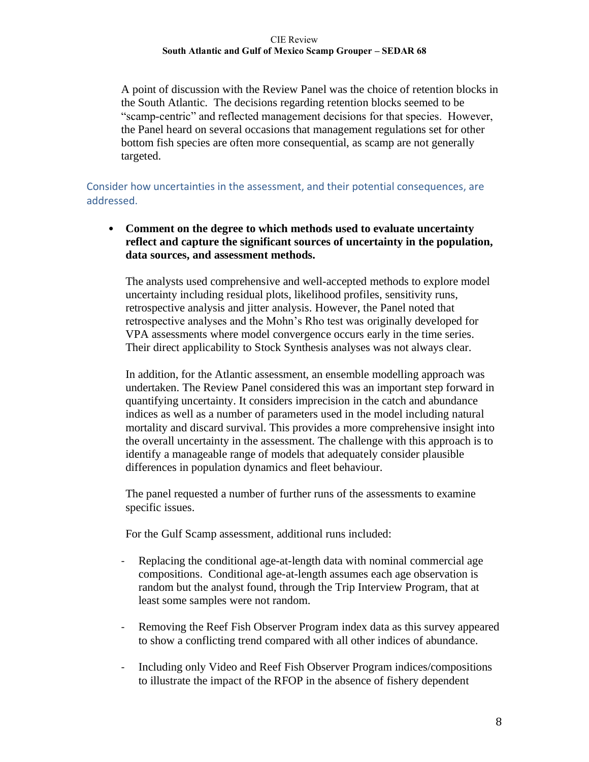A point of discussion with the Review Panel was the choice of retention blocks in the South Atlantic. The decisions regarding retention blocks seemed to be "scamp-centric" and reflected management decisions for that species. However, the Panel heard on several occasions that management regulations set for other bottom fish species are often more consequential, as scamp are not generally targeted.

### Consider how uncertainties in the assessment, and their potential consequences, are addressed.

- **Comment on the degree to which methods used to evaluate uncertainty reflect and capture the significant sources of uncertainty in the population, data sources, and assessment methods.**

  The analysts used comprehensive and well-accepted methods to explore model uncertainty including residual plots, likelihood profiles, sensitivity runs, retrospective analysis and jitter analysis. However, the Panel noted that retrospective analyses and the Mohn's Rho test was originally developed for VPA assessments where model convergence occurs early in the time series. Their direct applicability to Stock Synthesis analyses was not always clear.

  In addition, for the Atlantic assessment, an ensemble modelling approach was undertaken. The Review Panel considered this was an important step forward in quantifying uncertainty. It considers imprecision in the catch and abundance indices as well as a number of parameters used in the model including natural mortality and discard survival. This provides a more comprehensive insight into the overall uncertainty in the assessment. The challenge with this approach is to identify a manageable range of models that adequately consider plausible differences in population dynamics and fleet behaviour.

  The panel requested a number of further runs of the assessments to examine specific issues.

  For the Gulf Scamp assessment, additional runs included:

  - Replacing the conditional age-at-length data with nominal commercial age compositions. Conditional age-at-length assumes each age observation is random but the analyst found, through the Trip Interview Program, that at least some samples were not random.
  - Removing the Reef Fish Observer Program index data as this survey appeared to show a conflicting trend compared with all other indices of abundance.
  - Including only Video and Reef Fish Observer Program indices/compositions to illustrate the impact of the RFOP in the absence of fishery dependent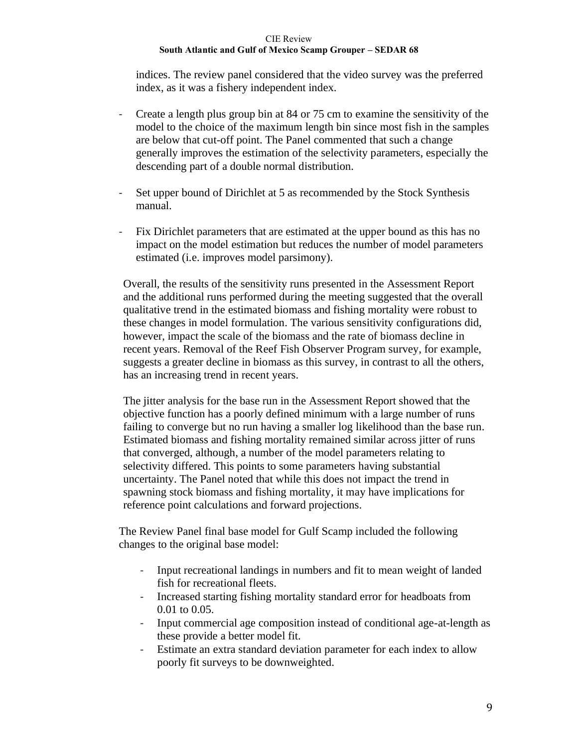indices. The review panel considered that the video survey was the preferred index, as it was a fishery independent index.

- Create a length plus group bin at 84 or 75 cm to examine the sensitivity of the model to the choice of the maximum length bin since most fish in the samples are below that cut-off point. The Panel commented that such a change generally improves the estimation of the selectivity parameters, especially the descending part of a double normal distribution.

- Set upper bound of Dirichlet at 5 as recommended by the Stock Synthesis manual.

- Fix Dirichlet parameters that are estimated at the upper bound as this has no impact on the model estimation but reduces the number of model parameters estimated (i.e. improves model parsimony).

Overall, the results of the sensitivity runs presented in the Assessment Report and the additional runs performed during the meeting suggested that the overall qualitative trend in the estimated biomass and fishing mortality were robust to these changes in model formulation. The various sensitivity configurations did, however, impact the scale of the biomass and the rate of biomass decline in recent years. Removal of the Reef Fish Observer Program survey, for example, suggests a greater decline in biomass as this survey, in contrast to all the others, has an increasing trend in recent years.

The jitter analysis for the base run in the Assessment Report showed that the objective function has a poorly defined minimum with a large number of runs failing to converge but no run having a smaller log likelihood than the base run. Estimated biomass and fishing mortality remained similar across jitter of runs that converged, although, a number of the model parameters relating to selectivity differed. This points to some parameters having substantial uncertainty. The Panel noted that while this does not impact the trend in spawning stock biomass and fishing mortality, it may have implications for reference point calculations and forward projections.

The Review Panel final base model for Gulf Scamp included the following changes to the original base model:

- Input recreational landings in numbers and fit to mean weight of landed fish for recreational fleets.
- Increased starting fishing mortality standard error for headboats from 0.01 to 0.05.
- Input commercial age composition instead of conditional age-at-length as these provide a better model fit.
- Estimate an extra standard deviation parameter for each index to allow poorly fit surveys to be downweighted.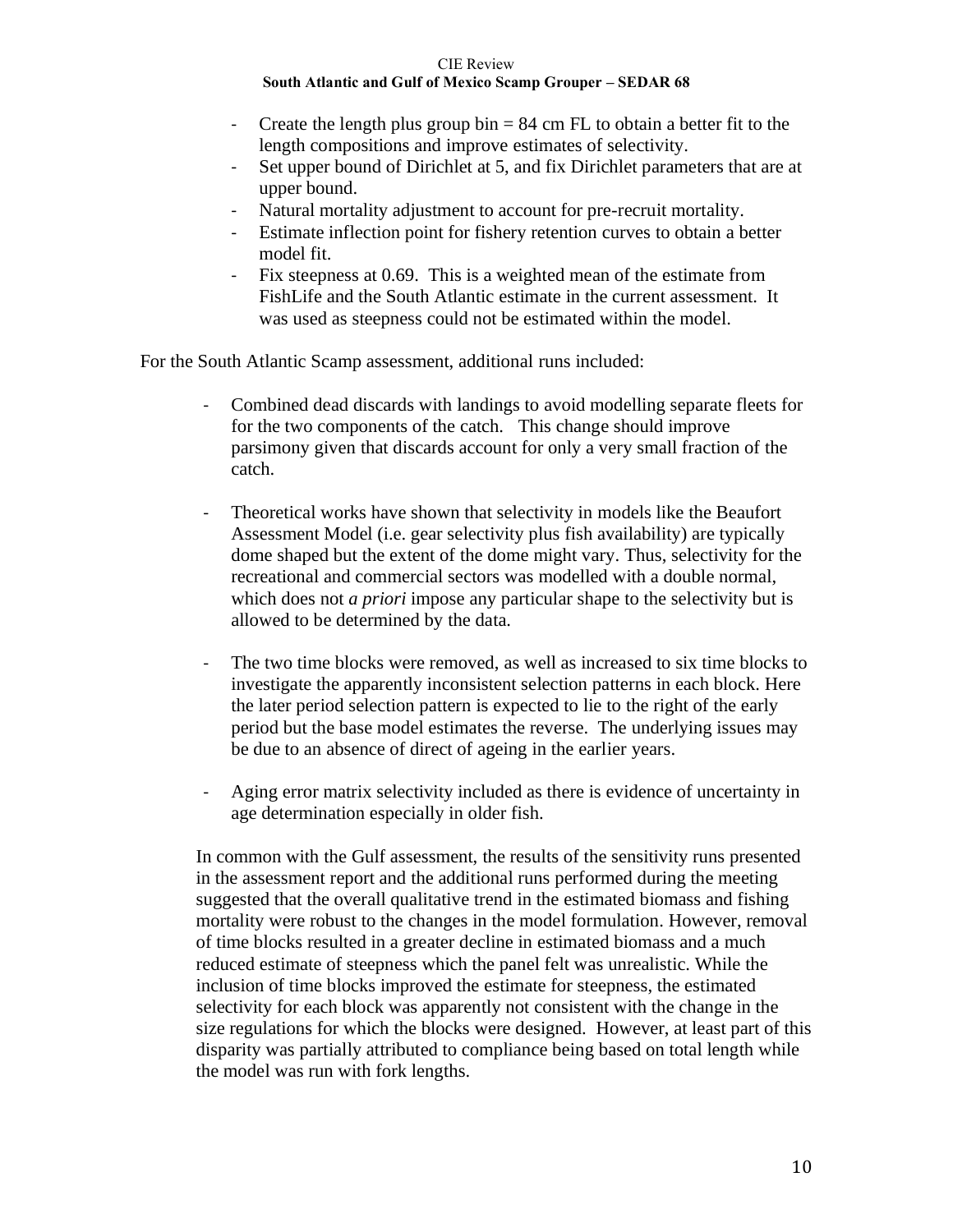- Create the length plus group bin = 84 cm FL to obtain a better fit to the length compositions and improve estimates of selectivity.
- Set upper bound of Dirichlet at 5, and fix Dirichlet parameters that are at upper bound.
- Natural mortality adjustment to account for pre-recruit mortality.
- Estimate inflection point for fishery retention curves to obtain a better model fit.
- Fix steepness at 0.69. This is a weighted mean of the estimate from FishLife and the South Atlantic estimate in the current assessment. It was used as steepness could not be estimated within the model.

For the South Atlantic Scamp assessment, additional runs included:

- Combined dead discards with landings to avoid modelling separate fleets for for the two components of the catch. This change should improve parsimony given that discards account for only a very small fraction of the catch.

- Theoretical works have shown that selectivity in models like the Beaufort Assessment Model (i.e. gear selectivity plus fish availability) are typically dome shaped but the extent of the dome might vary. Thus, selectivity for the recreational and commercial sectors was modelled with a double normal, which does not *a priori* impose any particular shape to the selectivity but is allowed to be determined by the data.

- The two time blocks were removed, as well as increased to six time blocks to investigate the apparently inconsistent selection patterns in each block. Here the later period selection pattern is expected to lie to the right of the early period but the base model estimates the reverse. The underlying issues may be due to an absence of direct of ageing in the earlier years.

- Aging error matrix selectivity included as there is evidence of uncertainty in age determination especially in older fish.

In common with the Gulf assessment, the results of the sensitivity runs presented in the assessment report and the additional runs performed during the meeting suggested that the overall qualitative trend in the estimated biomass and fishing mortality were robust to the changes in the model formulation. However, removal of time blocks resulted in a greater decline in estimated biomass and a much reduced estimate of steepness which the panel felt was unrealistic. While the inclusion of time blocks improved the estimate for steepness, the estimated selectivity for each block was apparently not consistent with the change in the size regulations for which the blocks were designed. However, at least part of this disparity was partially attributed to compliance being based on total length while the model was run with fork lengths.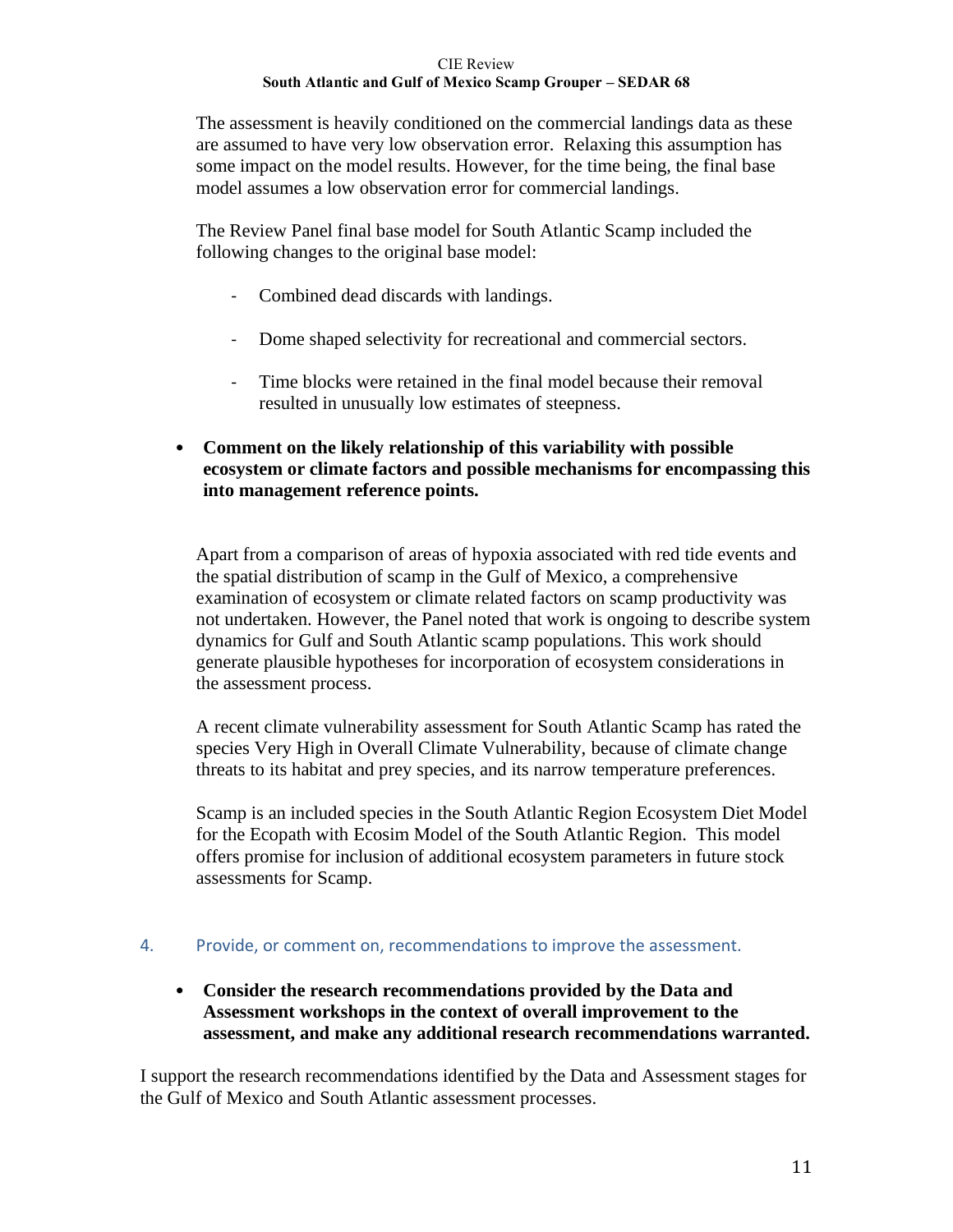The assessment is heavily conditioned on the commercial landings data as these are assumed to have very low observation error. Relaxing this assumption has some impact on the model results. However, for the time being, the final base model assumes a low observation error for commercial landings.

The Review Panel final base model for South Atlantic Scamp included the following changes to the original base model:

- Combined dead discards with landings.
- Dome shaped selectivity for recreational and commercial sectors.
- Time blocks were retained in the final model because their removal resulted in unusually low estimates of steepness.

- **Comment on the likely relationship of this variability with possible ecosystem or climate factors and possible mechanisms for encompassing this into management reference points.**

Apart from a comparison of areas of hypoxia associated with red tide events and the spatial distribution of scamp in the Gulf of Mexico, a comprehensive examination of ecosystem or climate related factors on scamp productivity was not undertaken. However, the Panel noted that work is ongoing to describe system dynamics for Gulf and South Atlantic scamp populations. This work should generate plausible hypotheses for incorporation of ecosystem considerations in the assessment process.

A recent climate vulnerability assessment for South Atlantic Scamp has rated the species Very High in Overall Climate Vulnerability, because of climate change threats to its habitat and prey species, and its narrow temperature preferences.

Scamp is an included species in the South Atlantic Region Ecosystem Diet Model for the Ecopath with Ecosim Model of the South Atlantic Region. This model offers promise for inclusion of additional ecosystem parameters in future stock assessments for Scamp.

## 4. Provide, or comment on, recommendations to improve the assessment.

- **Consider the research recommendations provided by the Data and Assessment workshops in the context of overall improvement to the assessment, and make any additional research recommendations warranted.**

I support the research recommendations identified by the Data and Assessment stages for the Gulf of Mexico and South Atlantic assessment processes.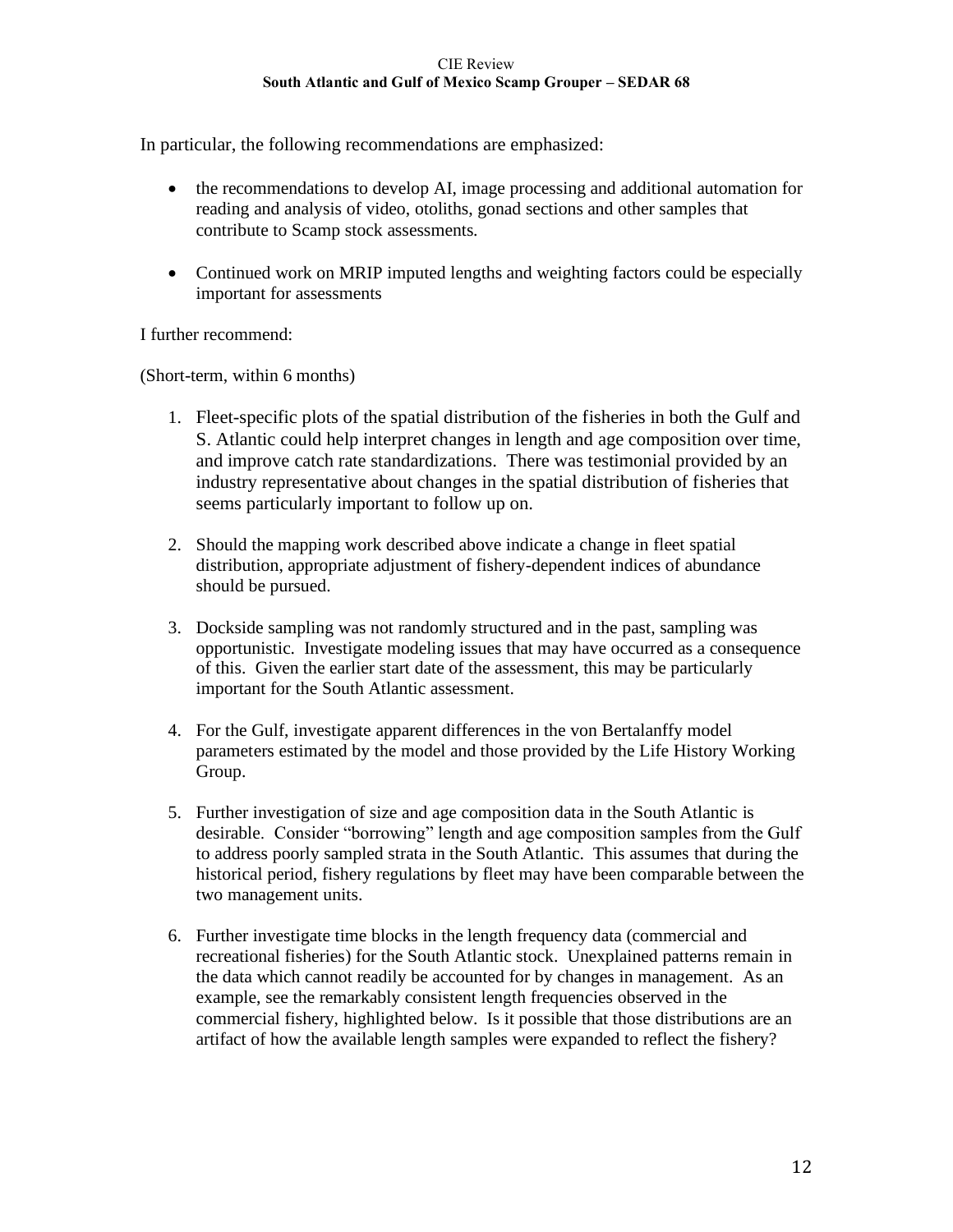In particular, the following recommendations are emphasized:

- the recommendations to develop AI, image processing and additional automation for reading and analysis of video, otoliths, gonad sections and other samples that contribute to Scamp stock assessments.
- Continued work on MRIP imputed lengths and weighting factors could be especially important for assessments

I further recommend:

(Short-term, within 6 months)

1. Fleet-specific plots of the spatial distribution of the fisheries in both the Gulf and S. Atlantic could help interpret changes in length and age composition over time, and improve catch rate standardizations. There was testimonial provided by an industry representative about changes in the spatial distribution of fisheries that seems particularly important to follow up on.
2. Should the mapping work described above indicate a change in fleet spatial distribution, appropriate adjustment of fishery-dependent indices of abundance should be pursued.
3. Dockside sampling was not randomly structured and in the past, sampling was opportunistic. Investigate modeling issues that may have occurred as a consequence of this. Given the earlier start date of the assessment, this may be particularly important for the South Atlantic assessment.
4. For the Gulf, investigate apparent differences in the von Bertalanffy model parameters estimated by the model and those provided by the Life History Working Group.
5. Further investigation of size and age composition data in the South Atlantic is desirable. Consider "borrowing" length and age composition samples from the Gulf to address poorly sampled strata in the South Atlantic. This assumes that during the historical period, fishery regulations by fleet may have been comparable between the two management units.
6. Further investigate time blocks in the length frequency data (commercial and recreational fisheries) for the South Atlantic stock. Unexplained patterns remain in the data which cannot readily be accounted for by changes in management. As an example, see the remarkably consistent length frequencies observed in the commercial fishery, highlighted below. Is it possible that those distributions are an artifact of how the available length samples were expanded to reflect the fishery?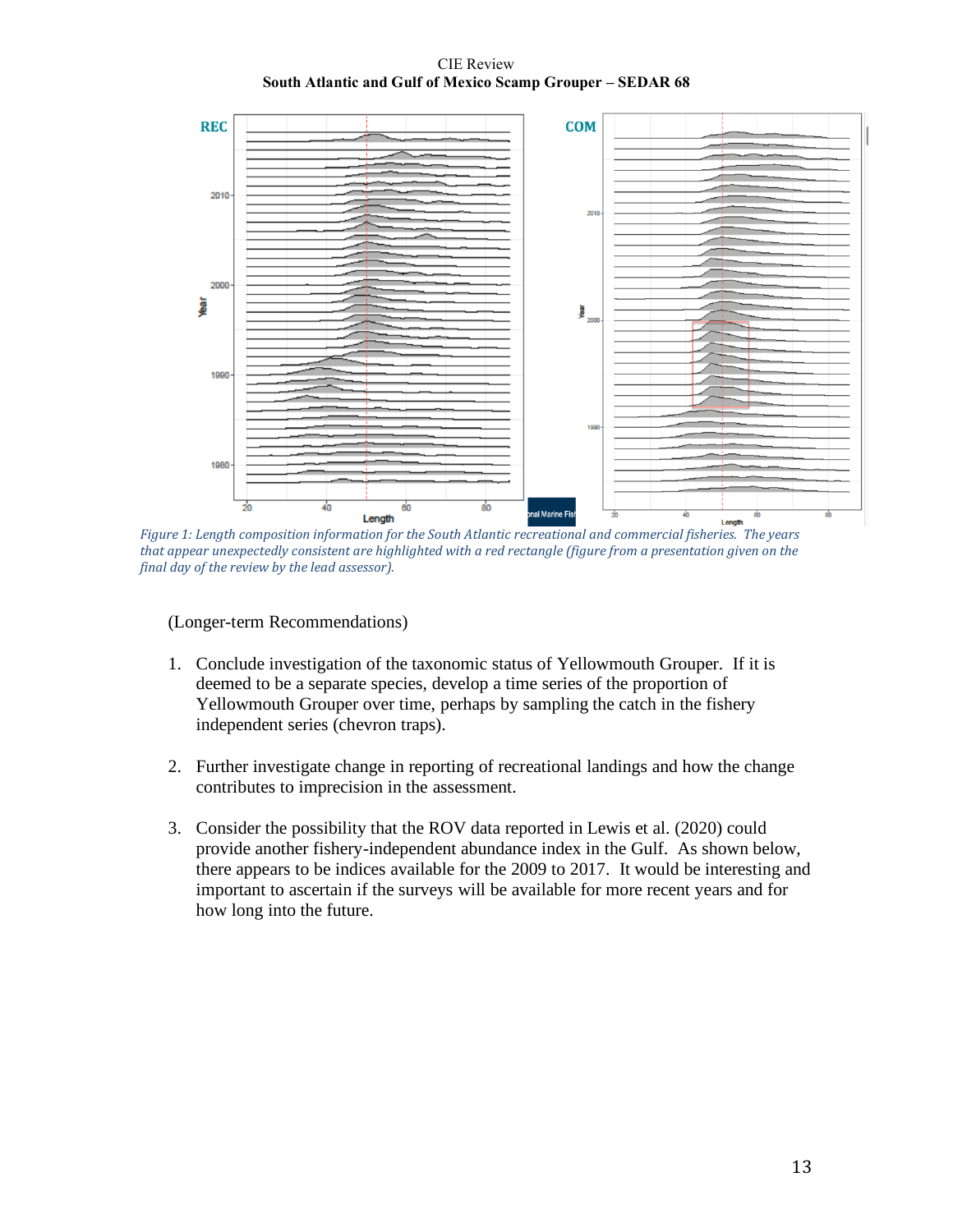*Figure 1: Length composition information for the South Atlantic recreational and commercial fisheries. The years that appear unexpectedly consistent are highlighted with a red rectangle (figure from a presentation given on the final day of the review by the lead assessor).*

(Longer-term Recommendations)

1. Conclude investigation of the taxonomic status of Yellowmouth Grouper. If it is deemed to be a separate species, develop a time series of the proportion of Yellowmouth Grouper over time, perhaps by sampling the catch in the fishery independent series (chevron traps).

2. Further investigate change in reporting of recreational landings and how the change contributes to imprecision in the assessment.

3. Consider the possibility that the ROV data reported in Lewis et al. (2020) could provide another fishery-independent abundance index in the Gulf. As shown below, there appears to be indices available for the 2009 to 2017. It would be interesting and important to ascertain if the surveys will be available for more recent years and for how long into the future.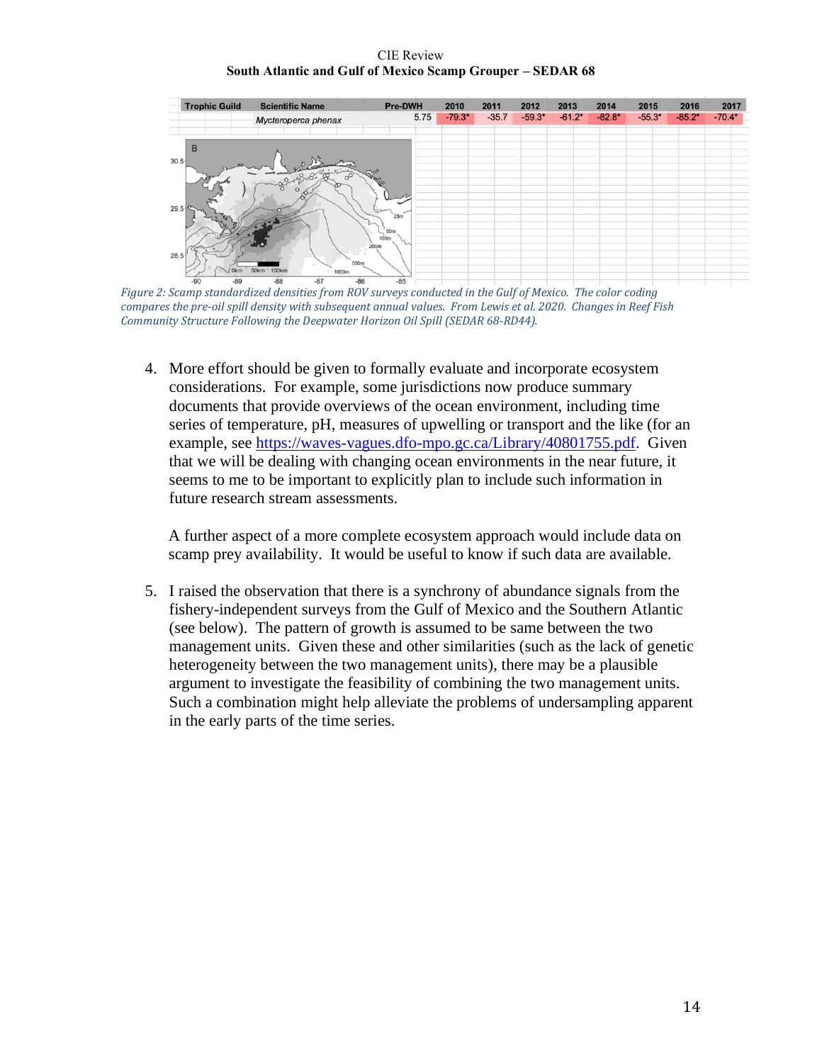| Trophic Guild | Scientific Name | Pre-DWH | 2010 | 2011 | 2012 | 2013 | 2014 | 2015 | 2016 | 2017 |
|---|---|---|---|---|---|---|---|---|---|---|
| | *Mycteroperca phenax* | 5.75 | -79.3* | -35.7 | -59.3* | -61.2* | -82.8* | -55.3* | -85.2* | -70.4* |

*Figure 2: Scamp standardized densities from ROV surveys conducted in the Gulf of Mexico. The color coding compares the pre-oil spill density with subsequent annual values. From Lewis et al. 2020. Changes in Reef Fish Community Structure Following the Deepwater Horizon Oil Spill (SEDAR 68-RD44).*

4. More effort should be given to formally evaluate and incorporate ecosystem considerations. For example, some jurisdictions now produce summary documents that provide overviews of the ocean environment, including time series of temperature, pH, measures of upwelling or transport and the like (for an example, see [https://waves-vagues.dfo-mpo.gc.ca/Library/40801755.pdf](https://waves-vagues.dfo-mpo.gc.ca/Library/40801755.pdf). Given that we will be dealing with changing ocean environments in the near future, it seems to me to be important to explicitly plan to include such information in future research stream assessments.

   A further aspect of a more complete ecosystem approach would include data on scamp prey availability. It would be useful to know if such data are available.

5. I raised the observation that there is a synchrony of abundance signals from the fishery-independent surveys from the Gulf of Mexico and the Southern Atlantic (see below). The pattern of growth is assumed to be same between the two management units. Given these and other similarities (such as the lack of genetic heterogeneity between the two management units), there may be a plausible argument to investigate the feasibility of combining the two management units. Such a combination might help alleviate the problems of undersampling apparent in the early parts of the time series.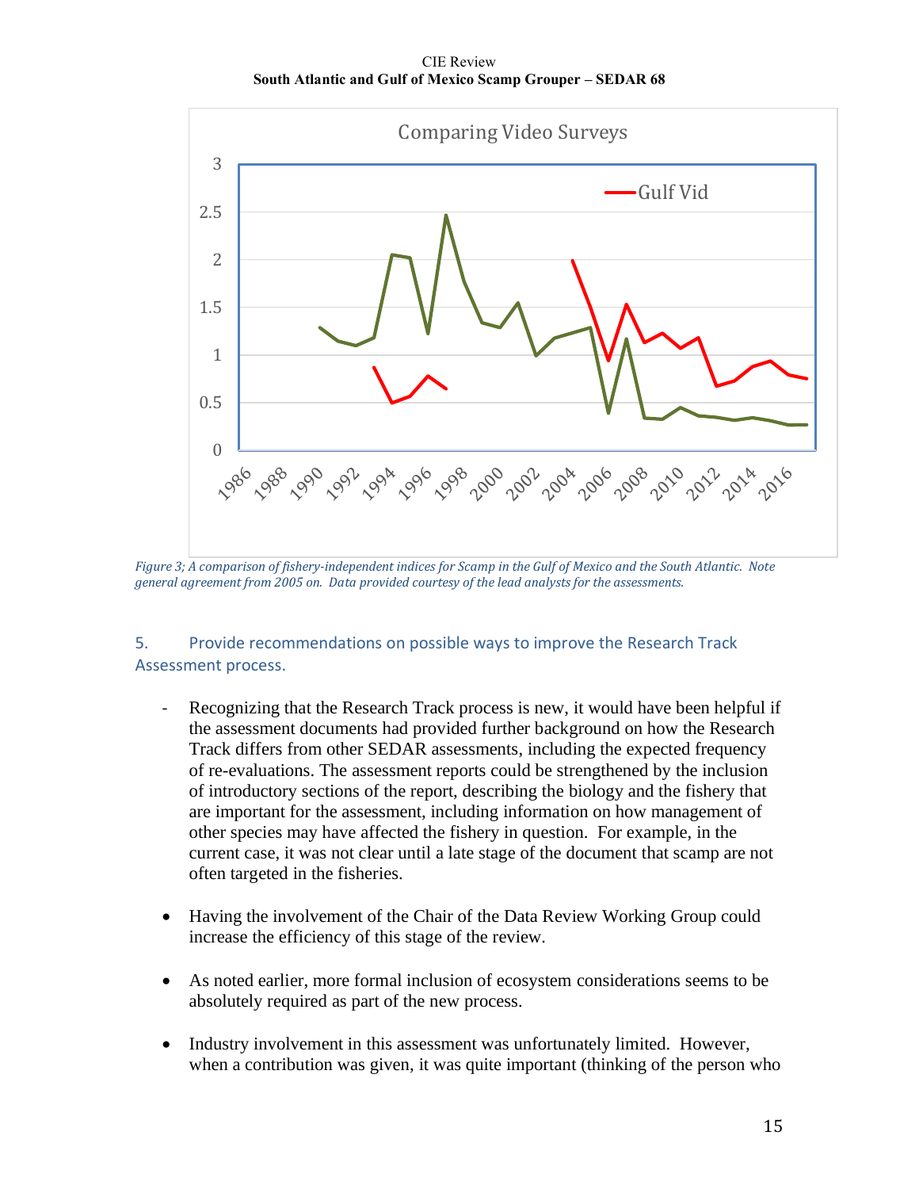Comparing Video Surveys

Figure 3; A comparison of fishery-independent indices for Scamp in the Gulf of Mexico and the South Atlantic. Note general agreement from 2005 on. Data provided courtesy of the lead analysts for the assessments.

## 5. Provide recommendations on possible ways to improve the Research Track Assessment process.

- Recognizing that the Research Track process is new, it would have been helpful if the assessment documents had provided further background on how the Research Track differs from other SEDAR assessments, including the expected frequency of re-evaluations. The assessment reports could be strengthened by the inclusion of introductory sections of the report, describing the biology and the fishery that are important for the assessment, including information on how management of other species may have affected the fishery in question. For example, in the current case, it was not clear until a late stage of the document that scamp are not often targeted in the fisheries.

- Having the involvement of the Chair of the Data Review Working Group could increase the efficiency of this stage of the review.

- As noted earlier, more formal inclusion of ecosystem considerations seems to be absolutely required as part of the new process.

- Industry involvement in this assessment was unfortunately limited. However, when a contribution was given, it was quite important (thinking of the person who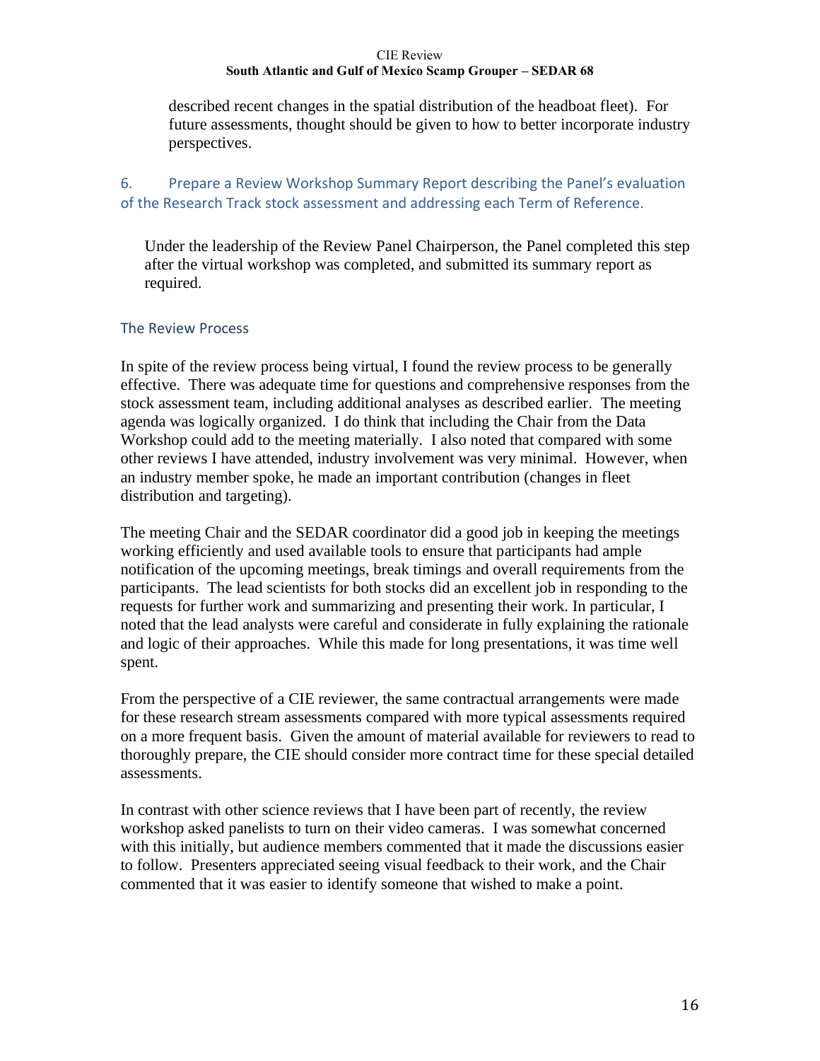described recent changes in the spatial distribution of the headboat fleet). For future assessments, thought should be given to how to better incorporate industry perspectives.

### 6. Prepare a Review Workshop Summary Report describing the Panel's evaluation of the Research Track stock assessment and addressing each Term of Reference.

Under the leadership of the Review Panel Chairperson, the Panel completed this step after the virtual workshop was completed, and submitted its summary report as required.

## The Review Process

In spite of the review process being virtual, I found the review process to be generally effective. There was adequate time for questions and comprehensive responses from the stock assessment team, including additional analyses as described earlier. The meeting agenda was logically organized. I do think that including the Chair from the Data Workshop could add to the meeting materially. I also noted that compared with some other reviews I have attended, industry involvement was very minimal. However, when an industry member spoke, he made an important contribution (changes in fleet distribution and targeting).

The meeting Chair and the SEDAR coordinator did a good job in keeping the meetings working efficiently and used available tools to ensure that participants had ample notification of the upcoming meetings, break timings and overall requirements from the participants. The lead scientists for both stocks did an excellent job in responding to the requests for further work and summarizing and presenting their work. In particular, I noted that the lead analysts were careful and considerate in fully explaining the rationale and logic of their approaches. While this made for long presentations, it was time well spent.

From the perspective of a CIE reviewer, the same contractual arrangements were made for these research stream assessments compared with more typical assessments required on a more frequent basis. Given the amount of material available for reviewers to read to thoroughly prepare, the CIE should consider more contract time for these special detailed assessments.

In contrast with other science reviews that I have been part of recently, the review workshop asked panelists to turn on their video cameras. I was somewhat concerned with this initially, but audience members commented that it made the discussions easier to follow. Presenters appreciated seeing visual feedback to their work, and the Chair commented that it was easier to identify someone that wished to make a point.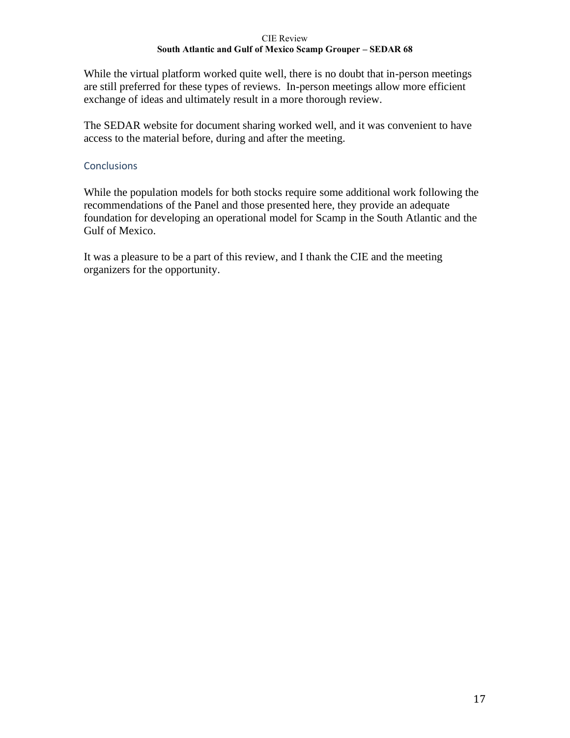While the virtual platform worked quite well, there is no doubt that in-person meetings are still preferred for these types of reviews. In-person meetings allow more efficient exchange of ideas and ultimately result in a more thorough review.

The SEDAR website for document sharing worked well, and it was convenient to have access to the material before, during and after the meeting.

## Conclusions

While the population models for both stocks require some additional work following the recommendations of the Panel and those presented here, they provide an adequate foundation for developing an operational model for Scamp in the South Atlantic and the Gulf of Mexico.

It was a pleasure to be a part of this review, and I thank the CIE and the meeting organizers for the opportunity.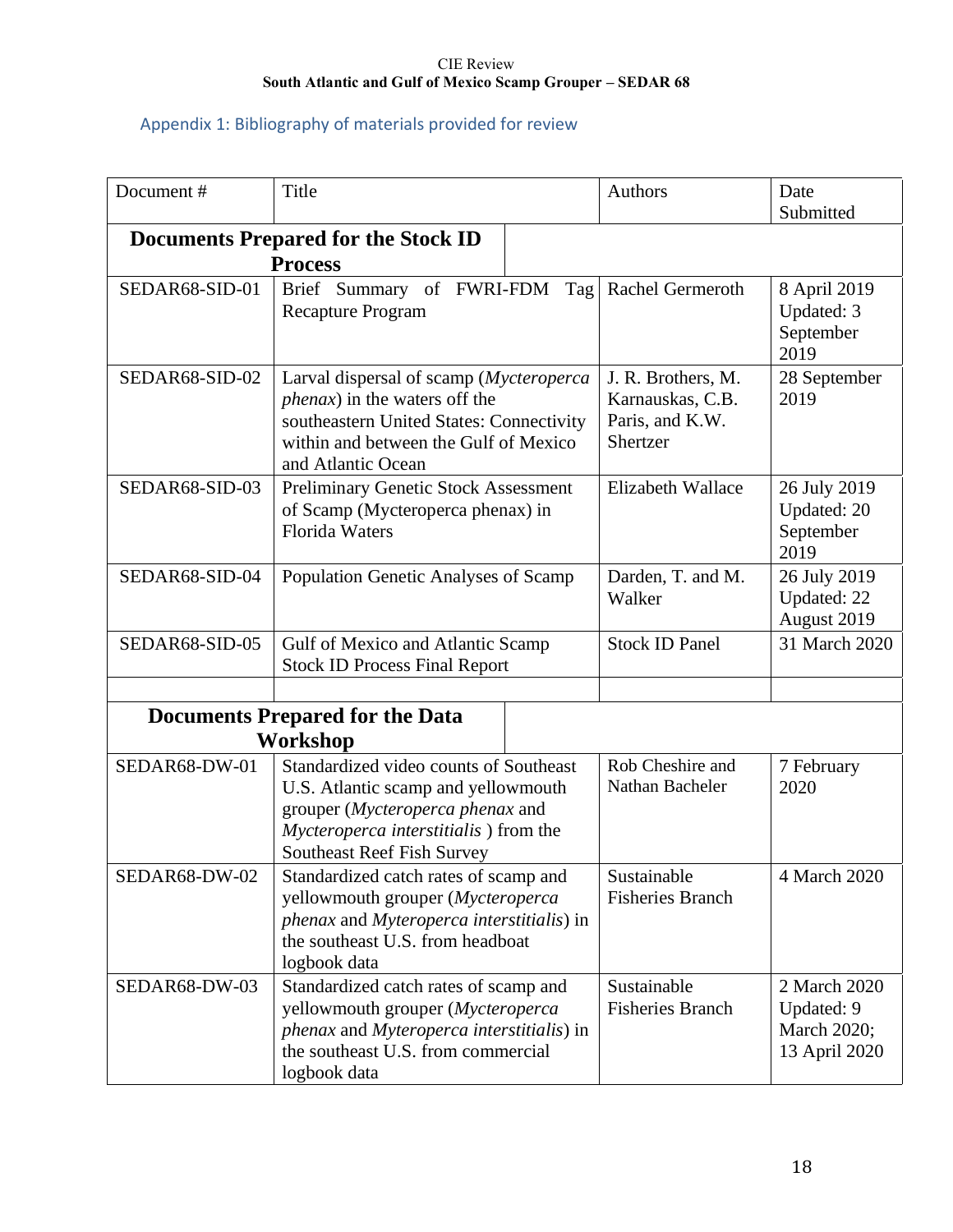## Appendix 1: Bibliography of materials provided for review

| Document # | Title | Authors | Date Submitted |
|---|---|---|---|
| **Documents Prepared for the Stock ID Process** | | | |
| SEDAR68-SID-01 | Brief Summary of FWRI-FDM Tag Recapture Program | Rachel Germeroth | 8 April 2019 Updated: 3 September 2019 |
| SEDAR68-SID-02 | Larval dispersal of scamp (*Mycteroperca phenax*) in the waters off the southeastern United States: Connectivity within and between the Gulf of Mexico and Atlantic Ocean | J. R. Brothers, M. Karnauskas, C.B. Paris, and K.W. Shertzer | 28 September 2019 |
| SEDAR68-SID-03 | Preliminary Genetic Stock Assessment of Scamp (Mycteroperca phenax) in Florida Waters | Elizabeth Wallace | 26 July 2019 Updated: 20 September 2019 |
| SEDAR68-SID-04 | Population Genetic Analyses of Scamp | Darden, T. and M. Walker | 26 July 2019 Updated: 22 August 2019 |
| SEDAR68-SID-05 | Gulf of Mexico and Atlantic Scamp Stock ID Process Final Report | Stock ID Panel | 31 March 2020 |
| | | | |
| **Documents Prepared for the Data Workshop** | | | |
| SEDAR68-DW-01 | Standardized video counts of Southeast U.S. Atlantic scamp and yellowmouth grouper (*Mycteroperca phenax* and *Mycteroperca interstitialis* ) from the Southeast Reef Fish Survey | Rob Cheshire and Nathan Bacheler | 7 February 2020 |
| SEDAR68-DW-02 | Standardized catch rates of scamp and yellowmouth grouper (*Mycteroperca phenax* and *Myteroperca interstitialis*) in the southeast U.S. from headboat logbook data | Sustainable Fisheries Branch | 4 March 2020 |
| SEDAR68-DW-03 | Standardized catch rates of scamp and yellowmouth grouper (*Mycteroperca phenax* and *Myteroperca interstitialis*) in the southeast U.S. from commercial logbook data | Sustainable Fisheries Branch | 2 March 2020 Updated: 9 March 2020; 13 April 2020 |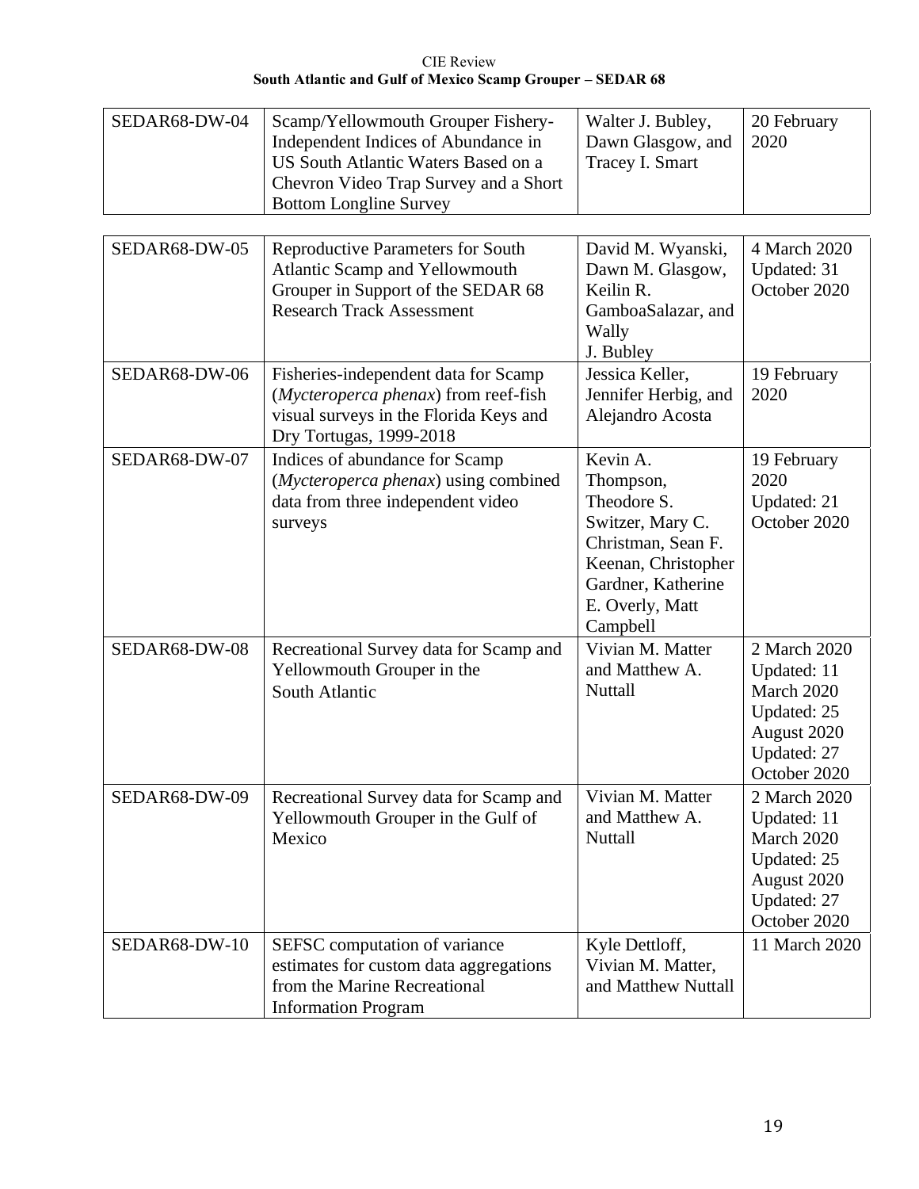| SEDAR68-DW-04 | Scamp/Yellowmouth Grouper Fishery-Independent Indices of Abundance in US South Atlantic Waters Based on a Chevron Video Trap Survey and a Short Bottom Longline Survey | Walter J. Bubley, Dawn Glasgow, and Tracey I. Smart | 20 February 2020 |
|---|---|---|---|
| SEDAR68-DW-05 | Reproductive Parameters for South Atlantic Scamp and Yellowmouth Grouper in Support of the SEDAR 68 Research Track Assessment | David M. Wyanski, Dawn M. Glasgow, Keilin R. GamboaSalazar, and Wally J. Bubley | 4 March 2020 Updated: 31 October 2020 |
| SEDAR68-DW-06 | Fisheries-independent data for Scamp (*Mycteroperca phenax*) from reef-fish visual surveys in the Florida Keys and Dry Tortugas, 1999-2018 | Jessica Keller, Jennifer Herbig, and Alejandro Acosta | 19 February 2020 |
| SEDAR68-DW-07 | Indices of abundance for Scamp (*Mycteroperca phenax*) using combined data from three independent video surveys | Kevin A. Thompson, Theodore S. Switzer, Mary C. Christman, Sean F. Keenan, Christopher Gardner, Katherine E. Overly, Matt Campbell | 19 February 2020 Updated: 21 October 2020 |
| SEDAR68-DW-08 | Recreational Survey data for Scamp and Yellowmouth Grouper in the South Atlantic | Vivian M. Matter and Matthew A. Nuttall | 2 March 2020 Updated: 11 March 2020 Updated: 25 August 2020 Updated: 27 October 2020 |
| SEDAR68-DW-09 | Recreational Survey data for Scamp and Yellowmouth Grouper in the Gulf of Mexico | Vivian M. Matter and Matthew A. Nuttall | 2 March 2020 Updated: 11 March 2020 Updated: 25 August 2020 Updated: 27 October 2020 |
| SEDAR68-DW-10 | SEFSC computation of variance estimates for custom data aggregations from the Marine Recreational Information Program | Kyle Dettloff, Vivian M. Matter, and Matthew Nuttall | 11 March 2020 |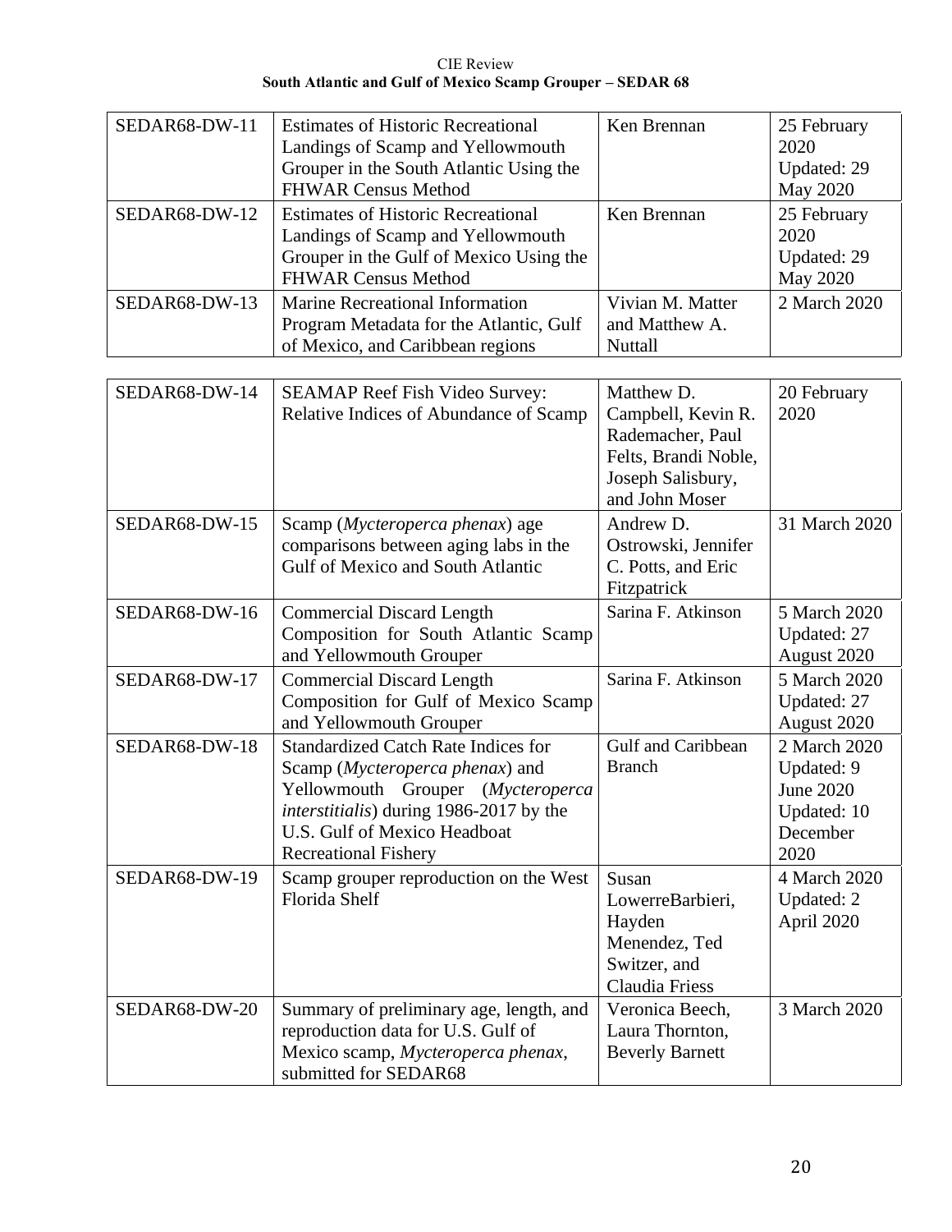| SEDAR68-DW-11 | Estimates of Historic Recreational Landings of Scamp and Yellowmouth Grouper in the South Atlantic Using the FHWAR Census Method | Ken Brennan | 25 February 2020 Updated: 29 May 2020 |
|---|---|---|---|
| SEDAR68-DW-12 | Estimates of Historic Recreational Landings of Scamp and Yellowmouth Grouper in the Gulf of Mexico Using the FHWAR Census Method | Ken Brennan | 25 February 2020 Updated: 29 May 2020 |
| SEDAR68-DW-13 | Marine Recreational Information Program Metadata for the Atlantic, Gulf of Mexico, and Caribbean regions | Vivian M. Matter and Matthew A. Nuttall | 2 March 2020 |
| SEDAR68-DW-14 | SEAMAP Reef Fish Video Survey: Relative Indices of Abundance of Scamp | Matthew D. Campbell, Kevin R. Rademacher, Paul Felts, Brandi Noble, Joseph Salisbury, and John Moser | 20 February 2020 |
| SEDAR68-DW-15 | Scamp (*Mycteroperca phenax*) age comparisons between aging labs in the Gulf of Mexico and South Atlantic | Andrew D. Ostrowski, Jennifer C. Potts, and Eric Fitzpatrick | 31 March 2020 |
| SEDAR68-DW-16 | Commercial Discard Length Composition for South Atlantic Scamp and Yellowmouth Grouper | Sarina F. Atkinson | 5 March 2020 Updated: 27 August 2020 |
| SEDAR68-DW-17 | Commercial Discard Length Composition for Gulf of Mexico Scamp and Yellowmouth Grouper | Sarina F. Atkinson | 5 March 2020 Updated: 27 August 2020 |
| SEDAR68-DW-18 | Standardized Catch Rate Indices for Scamp (*Mycteroperca phenax*) and Yellowmouth Grouper (*Mycteroperca interstitialis*) during 1986-2017 by the U.S. Gulf of Mexico Headboat Recreational Fishery | Gulf and Caribbean Branch | 2 March 2020 Updated: 9 June 2020 Updated: 10 December 2020 |
| SEDAR68-DW-19 | Scamp grouper reproduction on the West Florida Shelf | Susan LowerreBarbieri, Hayden Menendez, Ted Switzer, and Claudia Friess | 4 March 2020 Updated: 2 April 2020 |
| SEDAR68-DW-20 | Summary of preliminary age, length, and reproduction data for U.S. Gulf of Mexico scamp, *Mycteroperca phenax*, submitted for SEDAR68 | Veronica Beech, Laura Thornton, Beverly Barnett | 3 March 2020 |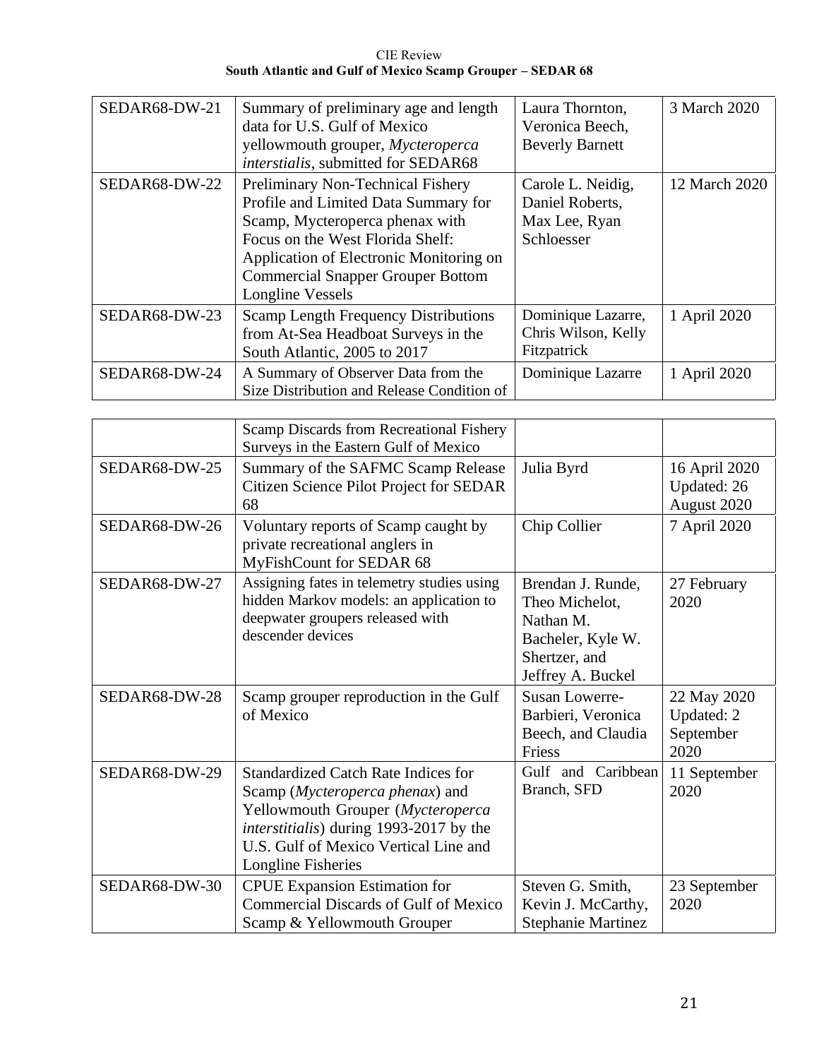| SEDAR68-DW-21 | Summary of preliminary age and length data for U.S. Gulf of Mexico yellowmouth grouper, *Mycteroperca interstialis*, submitted for SEDAR68 | Laura Thornton, Veronica Beech, Beverly Barnett | 3 March 2020 |
|---|---|---|---|
| SEDAR68-DW-22 | Preliminary Non-Technical Fishery Profile and Limited Data Summary for Scamp, Mycteroperca phenax with Focus on the West Florida Shelf: Application of Electronic Monitoring on Commercial Snapper Grouper Bottom Longline Vessels | Carole L. Neidig, Daniel Roberts, Max Lee, Ryan Schloesser | 12 March 2020 |
| SEDAR68-DW-23 | Scamp Length Frequency Distributions from At-Sea Headboat Surveys in the South Atlantic, 2005 to 2017 | Dominique Lazarre, Chris Wilson, Kelly Fitzpatrick | 1 April 2020 |
| SEDAR68-DW-24 | A Summary of Observer Data from the Size Distribution and Release Condition of Scamp Discards from Recreational Fishery Surveys in the Eastern Gulf of Mexico | Dominique Lazarre | 1 April 2020 |
| SEDAR68-DW-25 | Summary of the SAFMC Scamp Release Citizen Science Pilot Project for SEDAR 68 | Julia Byrd | 16 April 2020 Updated: 26 August 2020 |
| SEDAR68-DW-26 | Voluntary reports of Scamp caught by private recreational anglers in MyFishCount for SEDAR 68 | Chip Collier | 7 April 2020 |
| SEDAR68-DW-27 | Assigning fates in telemetry studies using hidden Markov models: an application to deepwater groupers released with descender devices | Brendan J. Runde, Theo Michelot, Nathan M. Bacheler, Kyle W. Shertzer, and Jeffrey A. Buckel | 27 February 2020 |
| SEDAR68-DW-28 | Scamp grouper reproduction in the Gulf of Mexico | Susan Lowerre-Barbieri, Veronica Beech, and Claudia Friess | 22 May 2020 Updated: 2 September 2020 |
| SEDAR68-DW-29 | Standardized Catch Rate Indices for Scamp (*Mycteroperca phenax*) and Yellowmouth Grouper (*Mycteroperca interstitialis*) during 1993-2017 by the U.S. Gulf of Mexico Vertical Line and Longline Fisheries | Gulf and Caribbean Branch, SFD | 11 September 2020 |
| SEDAR68-DW-30 | CPUE Expansion Estimation for Commercial Discards of Gulf of Mexico Scamp & Yellowmouth Grouper | Steven G. Smith, Kevin J. McCarthy, Stephanie Martinez | 23 September 2020 |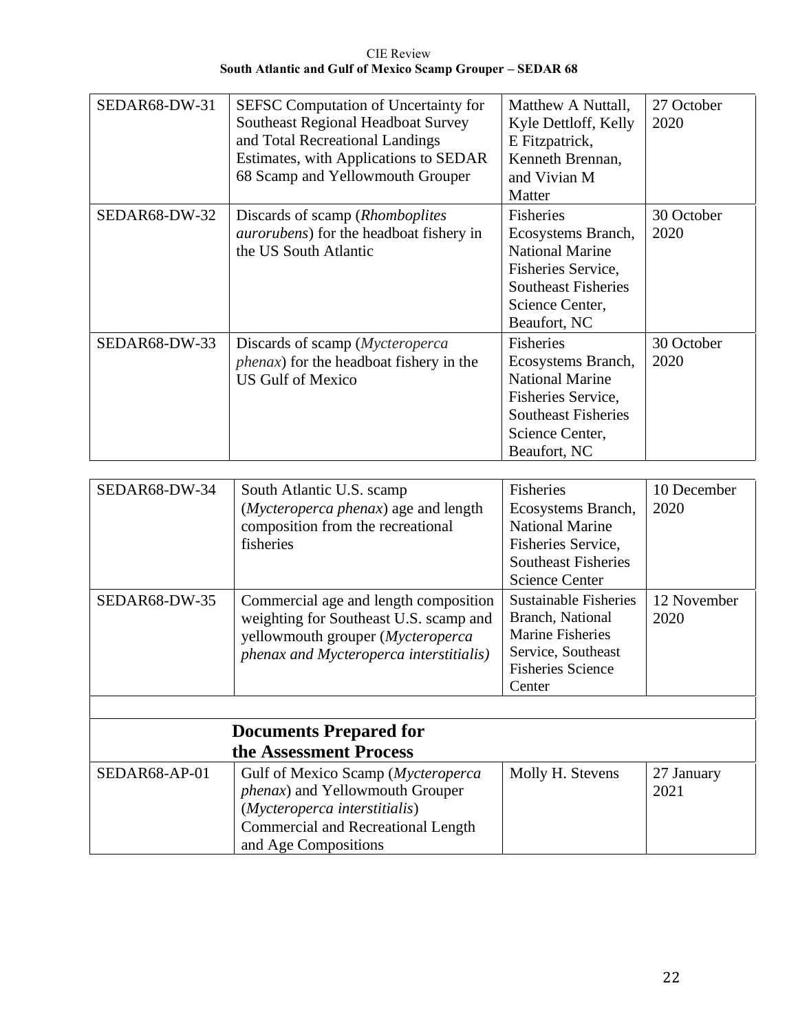| | | | |
|---|---|---|---|
| SEDAR68-DW-31 | SEFSC Computation of Uncertainty for Southeast Regional Headboat Survey and Total Recreational Landings Estimates, with Applications to SEDAR 68 Scamp and Yellowmouth Grouper | Matthew A Nuttall, Kyle Dettloff, Kelly E Fitzpatrick, Kenneth Brennan, and Vivian M Matter | 27 October 2020 |
| SEDAR68-DW-32 | Discards of scamp (*Rhomboplites aurorubens*) for the headboat fishery in the US South Atlantic | Fisheries Ecosystems Branch, National Marine Fisheries Service, Southeast Fisheries Science Center, Beaufort, NC | 30 October 2020 |
| SEDAR68-DW-33 | Discards of scamp (*Mycteroperca phenax*) for the headboat fishery in the US Gulf of Mexico | Fisheries Ecosystems Branch, National Marine Fisheries Service, Southeast Fisheries Science Center, Beaufort, NC | 30 October 2020 |
| SEDAR68-DW-34 | South Atlantic U.S. scamp (*Mycteroperca phenax*) age and length composition from the recreational fisheries | Fisheries Ecosystems Branch, National Marine Fisheries Service, Southeast Fisheries Science Center | 10 December 2020 |
| SEDAR68-DW-35 | Commercial age and length composition weighting for Southeast U.S. scamp and yellowmouth grouper (*Mycteroperca phenax and Mycteroperca interstitialis)* | Sustainable Fisheries Branch, National Marine Fisheries Service, Southeast Fisheries Science Center | 12 November 2020 |
| | | | |
| | **Documents Prepared for the Assessment Process** | | |
| SEDAR68-AP-01 | Gulf of Mexico Scamp (*Mycteroperca phenax*) and Yellowmouth Grouper (*Mycteroperca interstitialis*) Commercial and Recreational Length and Age Compositions | Molly H. Stevens | 27 January 2021 |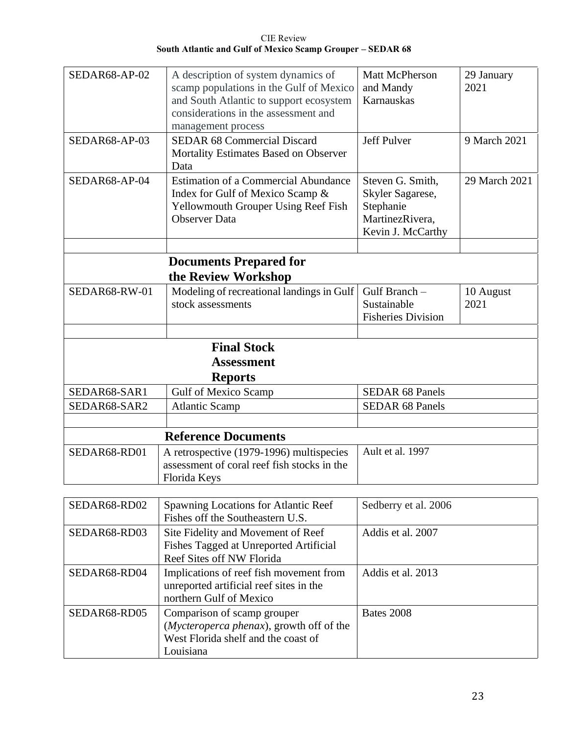| | | | |
|---|---|---|---|
| SEDAR68-AP-02 | A description of system dynamics of scamp populations in the Gulf of Mexico and South Atlantic to support ecosystem considerations in the assessment and management process | Matt McPherson and Mandy Karnauskas | 29 January 2021 |
| SEDAR68-AP-03 | SEDAR 68 Commercial Discard Mortality Estimates Based on Observer Data | Jeff Pulver | 9 March 2021 |
| SEDAR68-AP-04 | Estimation of a Commercial Abundance Index for Gulf of Mexico Scamp & Yellowmouth Grouper Using Reef Fish Observer Data | Steven G. Smith, Skyler Sagarese, Stephanie MartinezRivera, Kevin J. McCarthy | 29 March 2021 |
| | | | |
| | **Documents Prepared for the Review Workshop** | | |
| SEDAR68-RW-01 | Modeling of recreational landings in Gulf stock assessments | Gulf Branch – Sustainable Fisheries Division | 10 August 2021 |
| | | | |
| | **Final Stock Assessment Reports** | | |
| SEDAR68-SAR1 | Gulf of Mexico Scamp | SEDAR 68 Panels | |
| SEDAR68-SAR2 | Atlantic Scamp | SEDAR 68 Panels | |
| | | | |
| | **Reference Documents** | | |
| SEDAR68-RD01 | A retrospective (1979-1996) multispecies assessment of coral reef fish stocks in the Florida Keys | Ault et al. 1997 | |
| SEDAR68-RD02 | Spawning Locations for Atlantic Reef Fishes off the Southeastern U.S. | Sedberry et al. 2006 | |
| SEDAR68-RD03 | Site Fidelity and Movement of Reef Fishes Tagged at Unreported Artificial Reef Sites off NW Florida | Addis et al. 2007 | |
| SEDAR68-RD04 | Implications of reef fish movement from unreported artificial reef sites in the northern Gulf of Mexico | Addis et al. 2013 | |
| SEDAR68-RD05 | Comparison of scamp grouper (*Mycteroperca phenax*), growth off of the West Florida shelf and the coast of Louisiana | Bates 2008 | |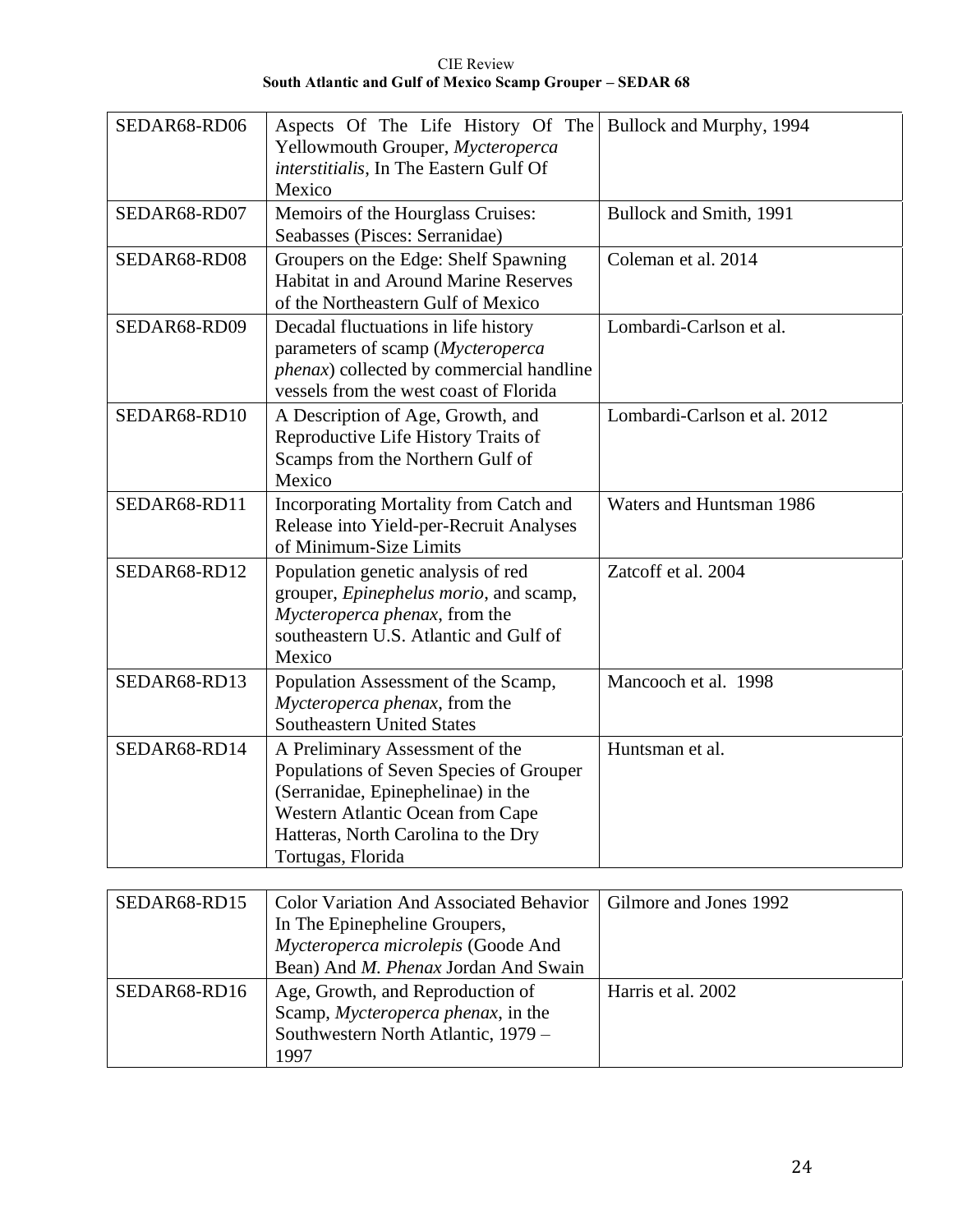| SEDAR68-RD06 | Aspects Of The Life History Of The Yellowmouth Grouper, *Mycteroperca interstitialis*, In The Eastern Gulf Of Mexico | Bullock and Murphy, 1994 |
|---|---|---|
| SEDAR68-RD07 | Memoirs of the Hourglass Cruises: Seabasses (Pisces: Serranidae) | Bullock and Smith, 1991 |
| SEDAR68-RD08 | Groupers on the Edge: Shelf Spawning Habitat in and Around Marine Reserves of the Northeastern Gulf of Mexico | Coleman et al. 2014 |
| SEDAR68-RD09 | Decadal fluctuations in life history parameters of scamp (*Mycteroperca phenax*) collected by commercial handline vessels from the west coast of Florida | Lombardi-Carlson et al. |
| SEDAR68-RD10 | A Description of Age, Growth, and Reproductive Life History Traits of Scamps from the Northern Gulf of Mexico | Lombardi-Carlson et al. 2012 |
| SEDAR68-RD11 | Incorporating Mortality from Catch and Release into Yield-per-Recruit Analyses of Minimum-Size Limits | Waters and Huntsman 1986 |
| SEDAR68-RD12 | Population genetic analysis of red grouper, *Epinephelus morio*, and scamp, *Mycteroperca phenax*, from the southeastern U.S. Atlantic and Gulf of Mexico | Zatcoff et al. 2004 |
| SEDAR68-RD13 | Population Assessment of the Scamp, *Mycteroperca phenax*, from the Southeastern United States | Mancooch et al. 1998 |
| SEDAR68-RD14 | A Preliminary Assessment of the Populations of Seven Species of Grouper (Serranidae, Epinephelinae) in the Western Atlantic Ocean from Cape Hatteras, North Carolina to the Dry Tortugas, Florida | Huntsman et al. |
| SEDAR68-RD15 | Color Variation And Associated Behavior In The Epinepheline Groupers, *Mycteroperca microlepis* (Goode And Bean) And *M. Phenax* Jordan And Swain | Gilmore and Jones 1992 |
| SEDAR68-RD16 | Age, Growth, and Reproduction of Scamp, *Mycteroperca phenax*, in the Southwestern North Atlantic, 1979 – 1997 | Harris et al. 2002 |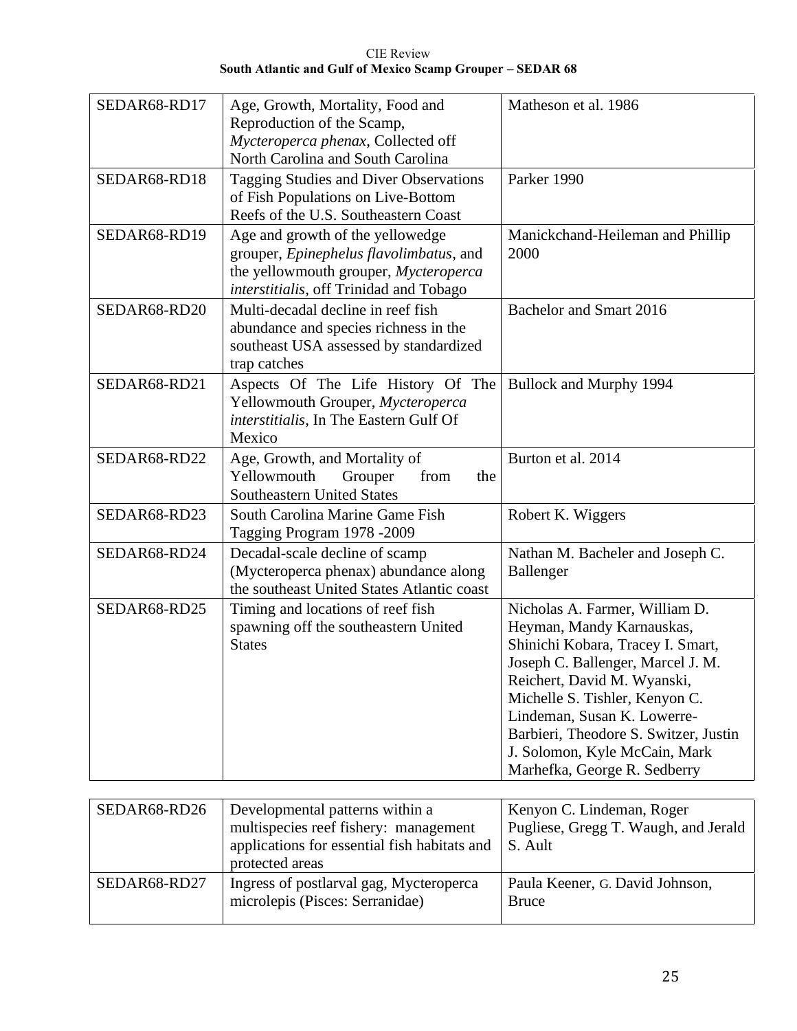| | | |
|---|---|---|
| SEDAR68-RD17 | Age, Growth, Mortality, Food and Reproduction of the Scamp, *Mycteroperca phenax*, Collected off North Carolina and South Carolina | Matheson et al. 1986 |
| SEDAR68-RD18 | Tagging Studies and Diver Observations of Fish Populations on Live-Bottom Reefs of the U.S. Southeastern Coast | Parker 1990 |
| SEDAR68-RD19 | Age and growth of the yellowedge grouper, *Epinephelus flavolimbatus*, and the yellowmouth grouper, *Mycteroperca interstitialis*, off Trinidad and Tobago | Manickchand-Heileman and Phillip 2000 |
| SEDAR68-RD20 | Multi-decadal decline in reef fish abundance and species richness in the southeast USA assessed by standardized trap catches | Bachelor and Smart 2016 |
| SEDAR68-RD21 | Aspects Of The Life History Of The Yellowmouth Grouper, *Mycteroperca interstitialis*, In The Eastern Gulf Of Mexico | Bullock and Murphy 1994 |
| SEDAR68-RD22 | Age, Growth, and Mortality of Yellowmouth Grouper from the Southeastern United States | Burton et al. 2014 |
| SEDAR68-RD23 | South Carolina Marine Game Fish Tagging Program 1978 -2009 | Robert K. Wiggers |
| SEDAR68-RD24 | Decadal-scale decline of scamp (Mycteroperca phenax) abundance along the southeast United States Atlantic coast | Nathan M. Bacheler and Joseph C. Ballenger |
| SEDAR68-RD25 | Timing and locations of reef fish spawning off the southeastern United States | Nicholas A. Farmer, William D. Heyman, Mandy Karnauskas, Shinichi Kobara, Tracey I. Smart, Joseph C. Ballenger, Marcel J. M. Reichert, David M. Wyanski, Michelle S. Tishler, Kenyon C. Lindeman, Susan K. Lowerre-Barbieri, Theodore S. Switzer, Justin J. Solomon, Kyle McCain, Mark Marhefka, George R. Sedberry |
| SEDAR68-RD26 | Developmental patterns within a multispecies reef fishery: management applications for essential fish habitats and protected areas | Kenyon C. Lindeman, Roger Pugliese, Gregg T. Waugh, and Jerald S. Ault |
| SEDAR68-RD27 | Ingress of postlarval gag, Mycteroperca microlepis (Pisces: Serranidae) | Paula Keener, G. David Johnson, Bruce |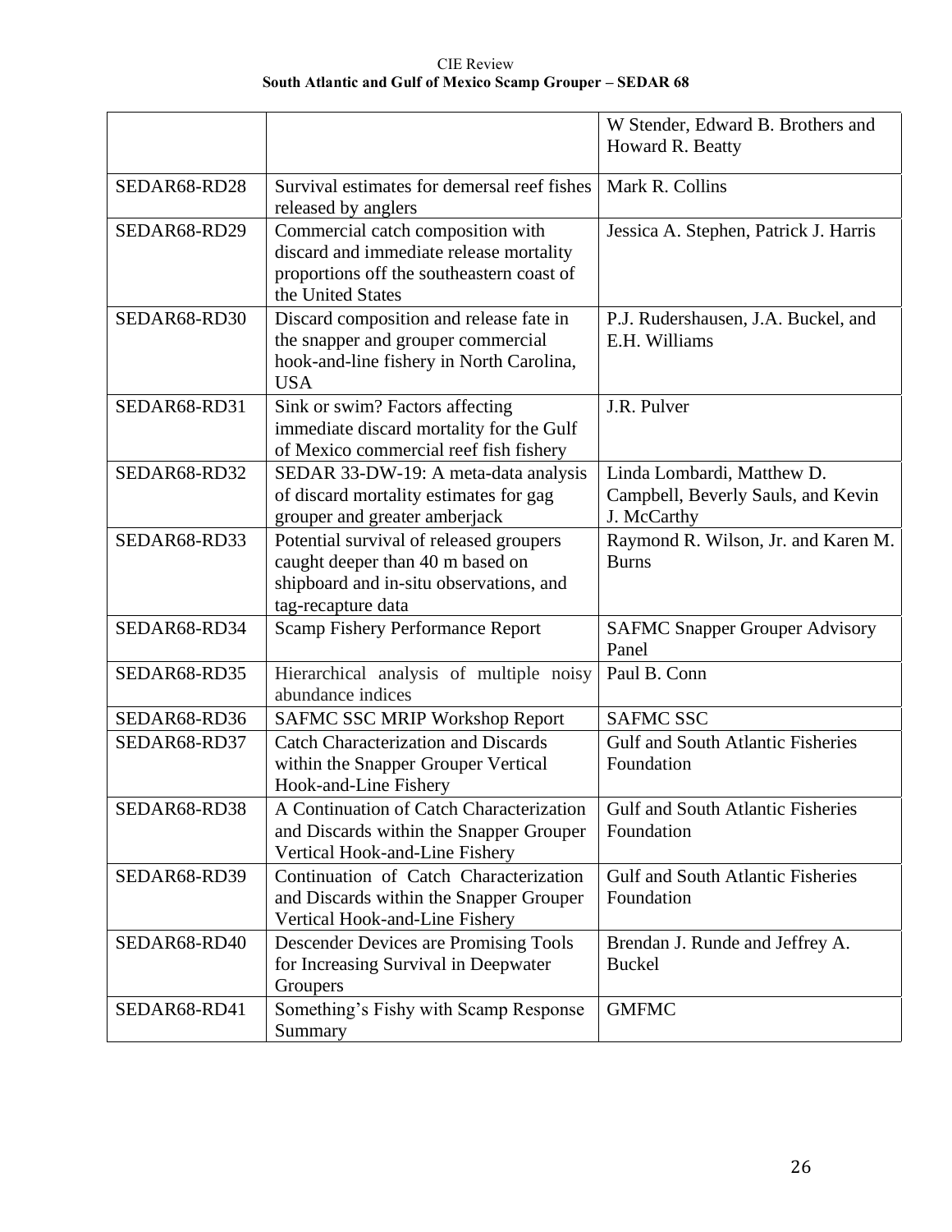| | | W Stender, Edward B. Brothers and Howard R. Beatty |
|---|---|---|
| SEDAR68-RD28 | Survival estimates for demersal reef fishes released by anglers | Mark R. Collins |
| SEDAR68-RD29 | Commercial catch composition with discard and immediate release mortality proportions off the southeastern coast of the United States | Jessica A. Stephen, Patrick J. Harris |
| SEDAR68-RD30 | Discard composition and release fate in the snapper and grouper commercial hook-and-line fishery in North Carolina, USA | P.J. Rudershausen, J.A. Buckel, and E.H. Williams |
| SEDAR68-RD31 | Sink or swim? Factors affecting immediate discard mortality for the Gulf of Mexico commercial reef fish fishery | J.R. Pulver |
| SEDAR68-RD32 | SEDAR 33-DW-19: A meta-data analysis of discard mortality estimates for gag grouper and greater amberjack | Linda Lombardi, Matthew D. Campbell, Beverly Sauls, and Kevin J. McCarthy |
| SEDAR68-RD33 | Potential survival of released groupers caught deeper than 40 m based on shipboard and in-situ observations, and tag-recapture data | Raymond R. Wilson, Jr. and Karen M. Burns |
| SEDAR68-RD34 | Scamp Fishery Performance Report | SAFMC Snapper Grouper Advisory Panel |
| SEDAR68-RD35 | Hierarchical analysis of multiple noisy abundance indices | Paul B. Conn |
| SEDAR68-RD36 | SAFMC SSC MRIP Workshop Report | SAFMC SSC |
| SEDAR68-RD37 | Catch Characterization and Discards within the Snapper Grouper Vertical Hook-and-Line Fishery | Gulf and South Atlantic Fisheries Foundation |
| SEDAR68-RD38 | A Continuation of Catch Characterization and Discards within the Snapper Grouper Vertical Hook-and-Line Fishery | Gulf and South Atlantic Fisheries Foundation |
| SEDAR68-RD39 | Continuation of Catch Characterization and Discards within the Snapper Grouper Vertical Hook-and-Line Fishery | Gulf and South Atlantic Fisheries Foundation |
| SEDAR68-RD40 | Descender Devices are Promising Tools for Increasing Survival in Deepwater Groupers | Brendan J. Runde and Jeffrey A. Buckel |
| SEDAR68-RD41 | Something's Fishy with Scamp Response Summary | GMFMC |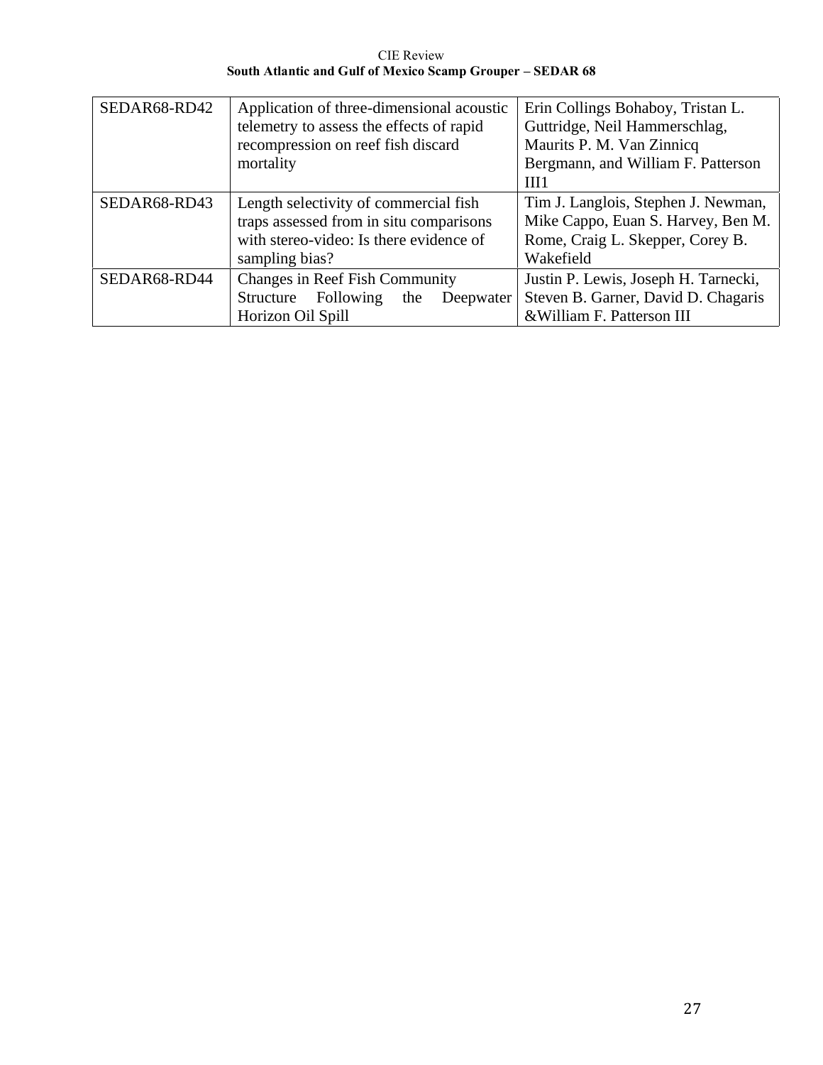| | | |
|---|---|---|
| SEDAR68-RD42 | Application of three-dimensional acoustic telemetry to assess the effects of rapid recompression on reef fish discard mortality | Erin Collings Bohaboy, Tristan L. Guttridge, Neil Hammerschlag, Maurits P. M. Van Zinnicq Bergmann, and William F. Patterson III1 |
| SEDAR68-RD43 | Length selectivity of commercial fish traps assessed from in situ comparisons with stereo-video: Is there evidence of sampling bias? | Tim J. Langlois, Stephen J. Newman, Mike Cappo, Euan S. Harvey, Ben M. Rome, Craig L. Skepper, Corey B. Wakefield |
| SEDAR68-RD44 | Changes in Reef Fish Community Structure Following the Deepwater Horizon Oil Spill | Justin P. Lewis, Joseph H. Tarnecki, Steven B. Garner, David D. Chagaris &William F. Patterson III |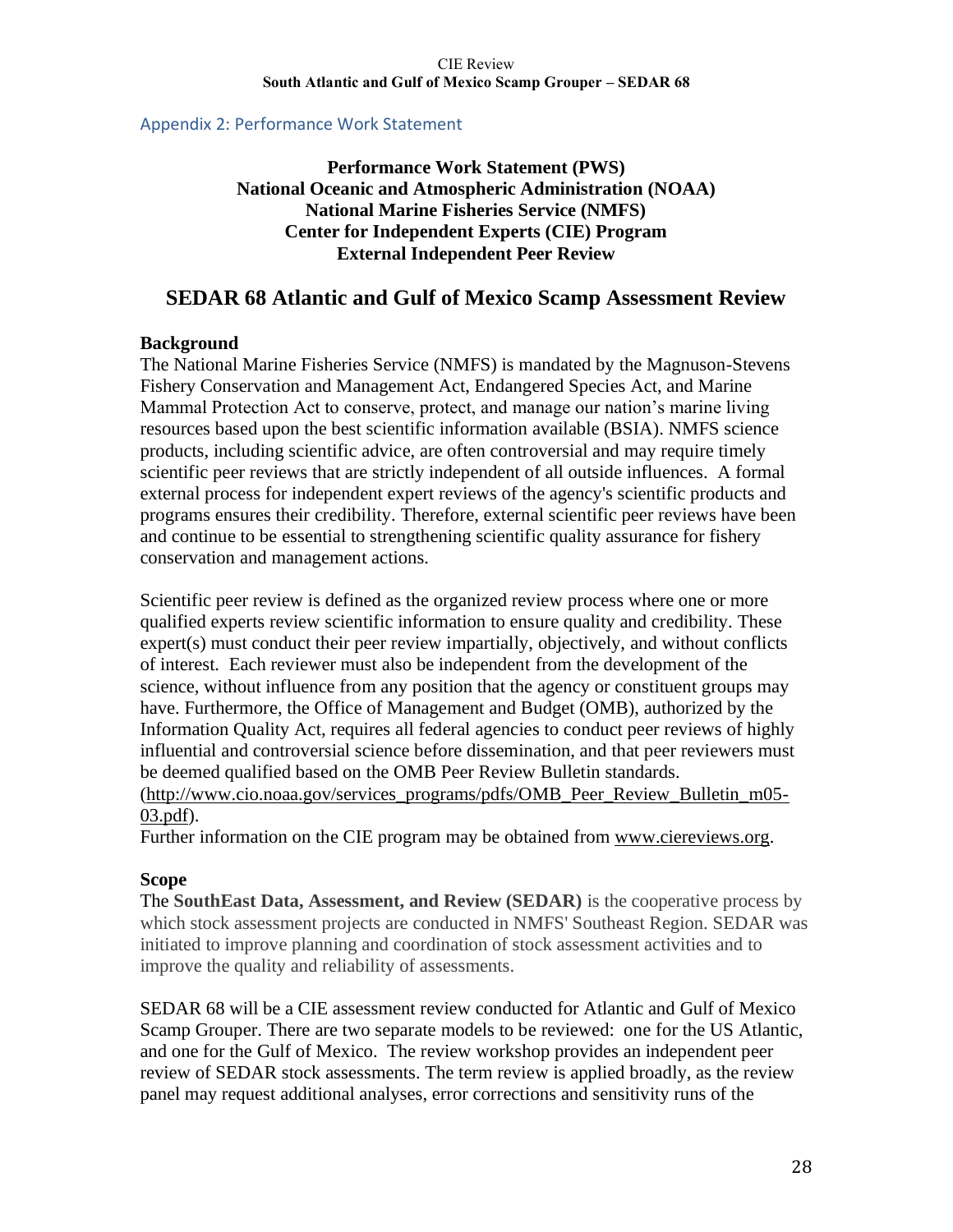## Appendix 2: Performance Work Statement

**Performance Work Statement (PWS)**
**National Oceanic and Atmospheric Administration (NOAA)**
**National Marine Fisheries Service (NMFS)**
**Center for Independent Experts (CIE) Program**
**External Independent Peer Review**

# SEDAR 68 Atlantic and Gulf of Mexico Scamp Assessment Review

### Background

The National Marine Fisheries Service (NMFS) is mandated by the Magnuson-Stevens Fishery Conservation and Management Act, Endangered Species Act, and Marine Mammal Protection Act to conserve, protect, and manage our nation's marine living resources based upon the best scientific information available (BSIA). NMFS science products, including scientific advice, are often controversial and may require timely scientific peer reviews that are strictly independent of all outside influences. A formal external process for independent expert reviews of the agency's scientific products and programs ensures their credibility. Therefore, external scientific peer reviews have been and continue to be essential to strengthening scientific quality assurance for fishery conservation and management actions.

Scientific peer review is defined as the organized review process where one or more qualified experts review scientific information to ensure quality and credibility. These expert(s) must conduct their peer review impartially, objectively, and without conflicts of interest. Each reviewer must also be independent from the development of the science, without influence from any position that the agency or constituent groups may have. Furthermore, the Office of Management and Budget (OMB), authorized by the Information Quality Act, requires all federal agencies to conduct peer reviews of highly influential and controversial science before dissemination, and that peer reviewers must be deemed qualified based on the OMB Peer Review Bulletin standards. (http://www.cio.noaa.gov/services_programs/pdfs/OMB_Peer_Review_Bulletin_m05-03.pdf).
Further information on the CIE program may be obtained from www.ciereviews.org.

### Scope

The **SouthEast Data, Assessment, and Review (SEDAR)** is the cooperative process by which stock assessment projects are conducted in NMFS' Southeast Region. SEDAR was initiated to improve planning and coordination of stock assessment activities and to improve the quality and reliability of assessments.

SEDAR 68 will be a CIE assessment review conducted for Atlantic and Gulf of Mexico Scamp Grouper. There are two separate models to be reviewed: one for the US Atlantic, and one for the Gulf of Mexico. The review workshop provides an independent peer review of SEDAR stock assessments. The term review is applied broadly, as the review panel may request additional analyses, error corrections and sensitivity runs of the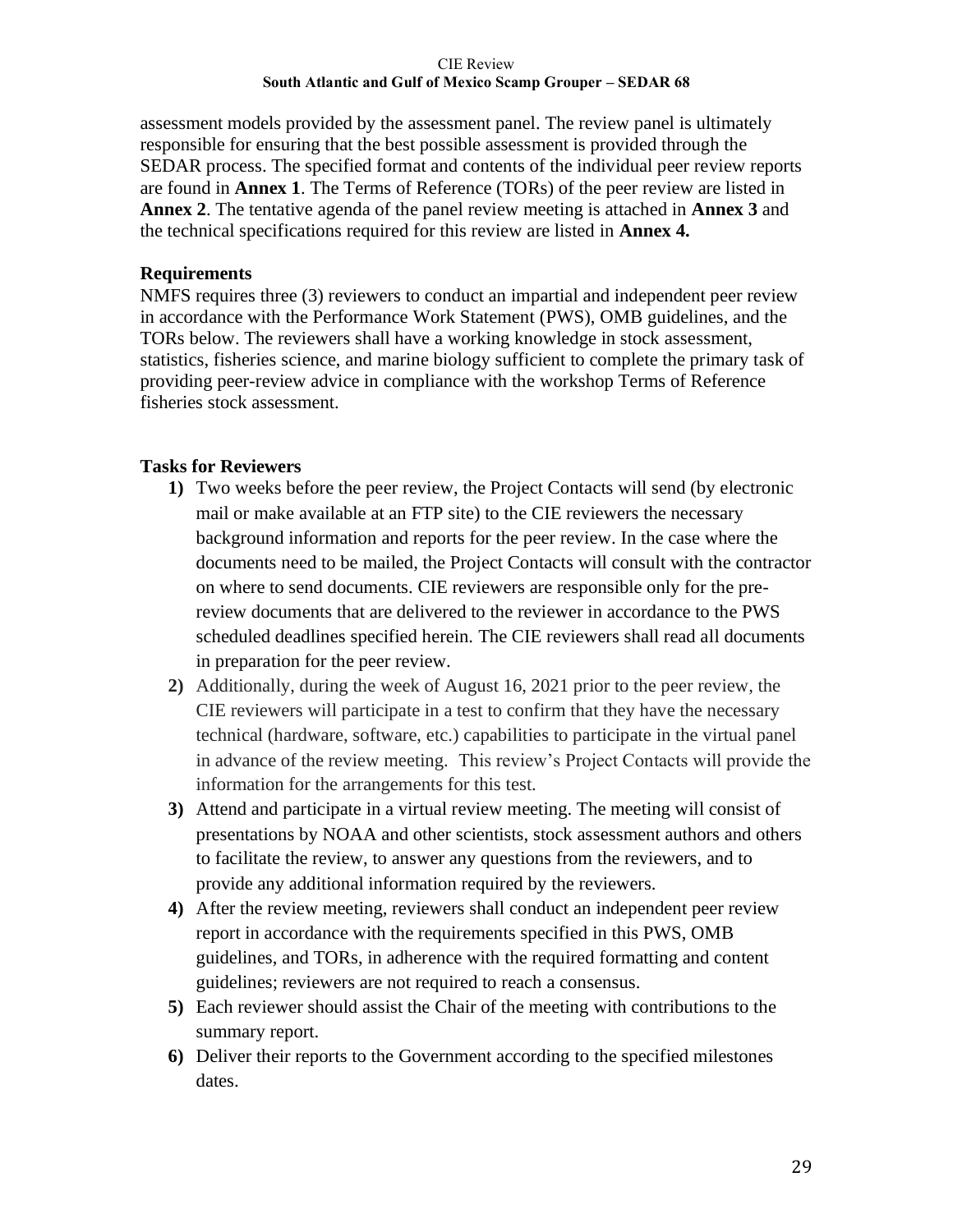assessment models provided by the assessment panel. The review panel is ultimately responsible for ensuring that the best possible assessment is provided through the SEDAR process. The specified format and contents of the individual peer review reports are found in **Annex 1**. The Terms of Reference (TORs) of the peer review are listed in **Annex 2**. The tentative agenda of the panel review meeting is attached in **Annex 3** and the technical specifications required for this review are listed in **Annex 4.**

**Requirements**

NMFS requires three (3) reviewers to conduct an impartial and independent peer review in accordance with the Performance Work Statement (PWS), OMB guidelines, and the TORs below. The reviewers shall have a working knowledge in stock assessment, statistics, fisheries science, and marine biology sufficient to complete the primary task of providing peer-review advice in compliance with the workshop Terms of Reference fisheries stock assessment.

**Tasks for Reviewers**

1) Two weeks before the peer review, the Project Contacts will send (by electronic mail or make available at an FTP site) to the CIE reviewers the necessary background information and reports for the peer review. In the case where the documents need to be mailed, the Project Contacts will consult with the contractor on where to send documents. CIE reviewers are responsible only for the pre-review documents that are delivered to the reviewer in accordance to the PWS scheduled deadlines specified herein. The CIE reviewers shall read all documents in preparation for the peer review.
2) Additionally, during the week of August 16, 2021 prior to the peer review, the CIE reviewers will participate in a test to confirm that they have the necessary technical (hardware, software, etc.) capabilities to participate in the virtual panel in advance of the review meeting. This review's Project Contacts will provide the information for the arrangements for this test.
3) Attend and participate in a virtual review meeting. The meeting will consist of presentations by NOAA and other scientists, stock assessment authors and others to facilitate the review, to answer any questions from the reviewers, and to provide any additional information required by the reviewers.
4) After the review meeting, reviewers shall conduct an independent peer review report in accordance with the requirements specified in this PWS, OMB guidelines, and TORs, in adherence with the required formatting and content guidelines; reviewers are not required to reach a consensus.
5) Each reviewer should assist the Chair of the meeting with contributions to the summary report.
6) Deliver their reports to the Government according to the specified milestones dates.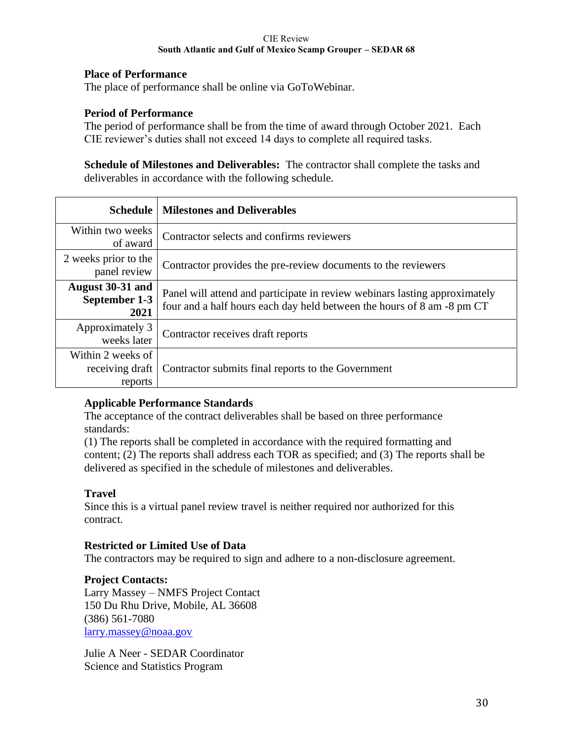**Place of Performance**
The place of performance shall be online via GoToWebinar.

**Period of Performance**
The period of performance shall be from the time of award through October 2021. Each CIE reviewer's duties shall not exceed 14 days to complete all required tasks.

**Schedule of Milestones and Deliverables:** The contractor shall complete the tasks and deliverables in accordance with the following schedule.

| Schedule | Milestones and Deliverables |
|---|---|
| Within two weeks of award | Contractor selects and confirms reviewers |
| 2 weeks prior to the panel review | Contractor provides the pre-review documents to the reviewers |
| **August 30-31 and September 1-3 2021** | Panel will attend and participate in review webinars lasting approximately four and a half hours each day held between the hours of 8 am -8 pm CT |
| Approximately 3 weeks later | Contractor receives draft reports |
| Within 2 weeks of receiving draft reports | Contractor submits final reports to the Government |

**Applicable Performance Standards**
The acceptance of the contract deliverables shall be based on three performance standards:
(1) The reports shall be completed in accordance with the required formatting and content; (2) The reports shall address each TOR as specified; and (3) The reports shall be delivered as specified in the schedule of milestones and deliverables.

**Travel**
Since this is a virtual panel review travel is neither required nor authorized for this contract.

**Restricted or Limited Use of Data**
The contractors may be required to sign and adhere to a non-disclosure agreement.

**Project Contacts:**
Larry Massey – NMFS Project Contact
150 Du Rhu Drive, Mobile, AL 36608
(386) 561-7080
larry.massey@noaa.gov

Julie A Neer - SEDAR Coordinator
Science and Statistics Program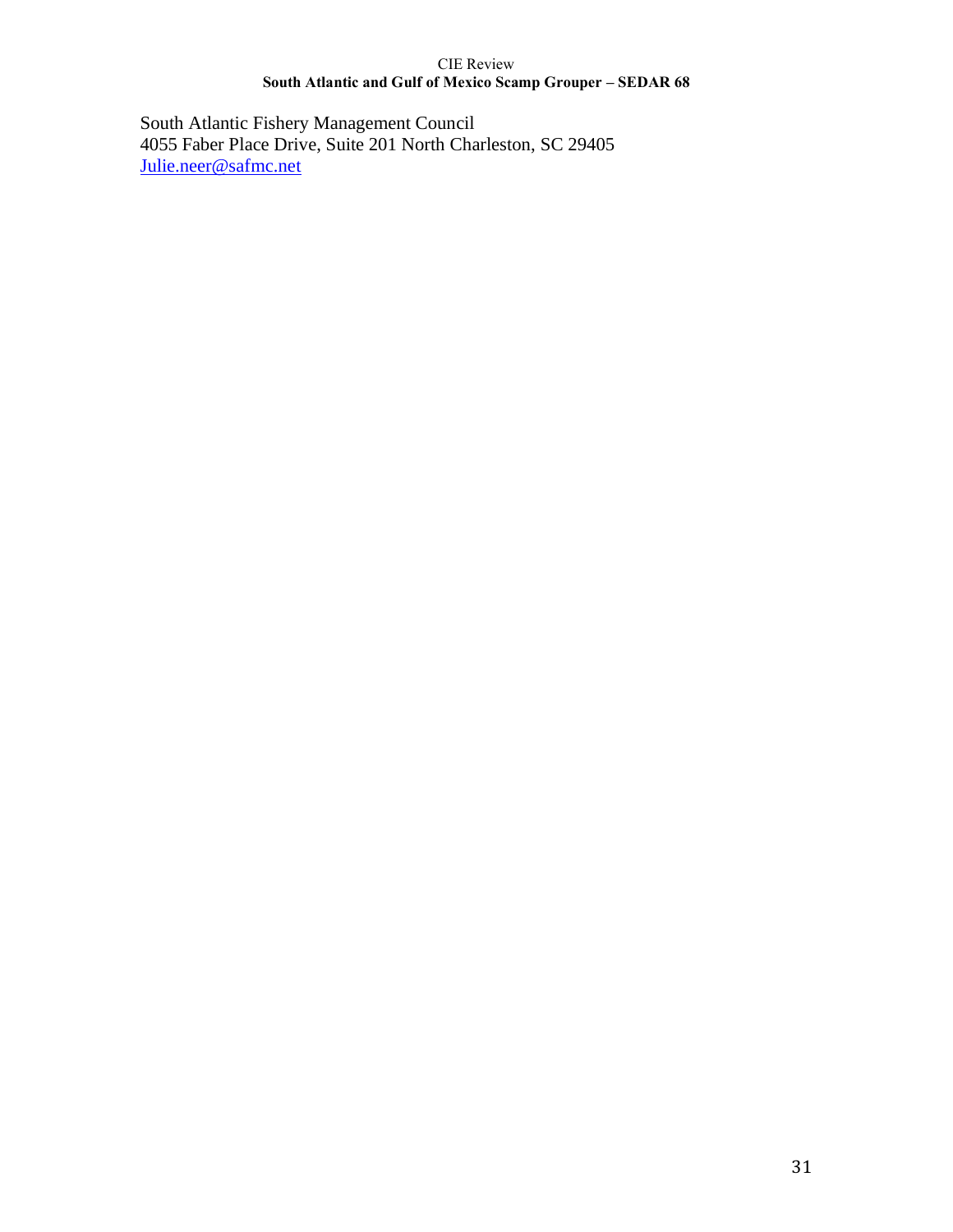South Atlantic Fishery Management Council
4055 Faber Place Drive, Suite 201 North Charleston, SC 29405
[Julie.neer@safmc.net](mailto:Julie.neer@safmc.net)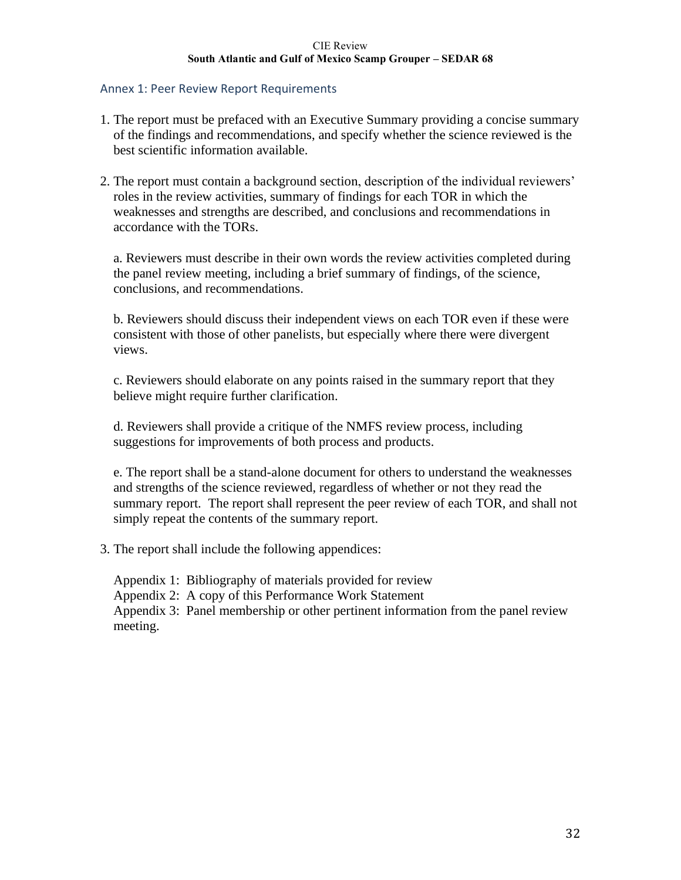## Annex 1: Peer Review Report Requirements

1. The report must be prefaced with an Executive Summary providing a concise summary of the findings and recommendations, and specify whether the science reviewed is the best scientific information available.

2. The report must contain a background section, description of the individual reviewers' roles in the review activities, summary of findings for each TOR in which the weaknesses and strengths are described, and conclusions and recommendations in accordance with the TORs.

   a. Reviewers must describe in their own words the review activities completed during the panel review meeting, including a brief summary of findings, of the science, conclusions, and recommendations.

   b. Reviewers should discuss their independent views on each TOR even if these were consistent with those of other panelists, but especially where there were divergent views.

   c. Reviewers should elaborate on any points raised in the summary report that they believe might require further clarification.

   d. Reviewers shall provide a critique of the NMFS review process, including suggestions for improvements of both process and products.

   e. The report shall be a stand-alone document for others to understand the weaknesses and strengths of the science reviewed, regardless of whether or not they read the summary report. The report shall represent the peer review of each TOR, and shall not simply repeat the contents of the summary report.

3. The report shall include the following appendices:

   Appendix 1: Bibliography of materials provided for review
   Appendix 2: A copy of this Performance Work Statement
   Appendix 3: Panel membership or other pertinent information from the panel review meeting.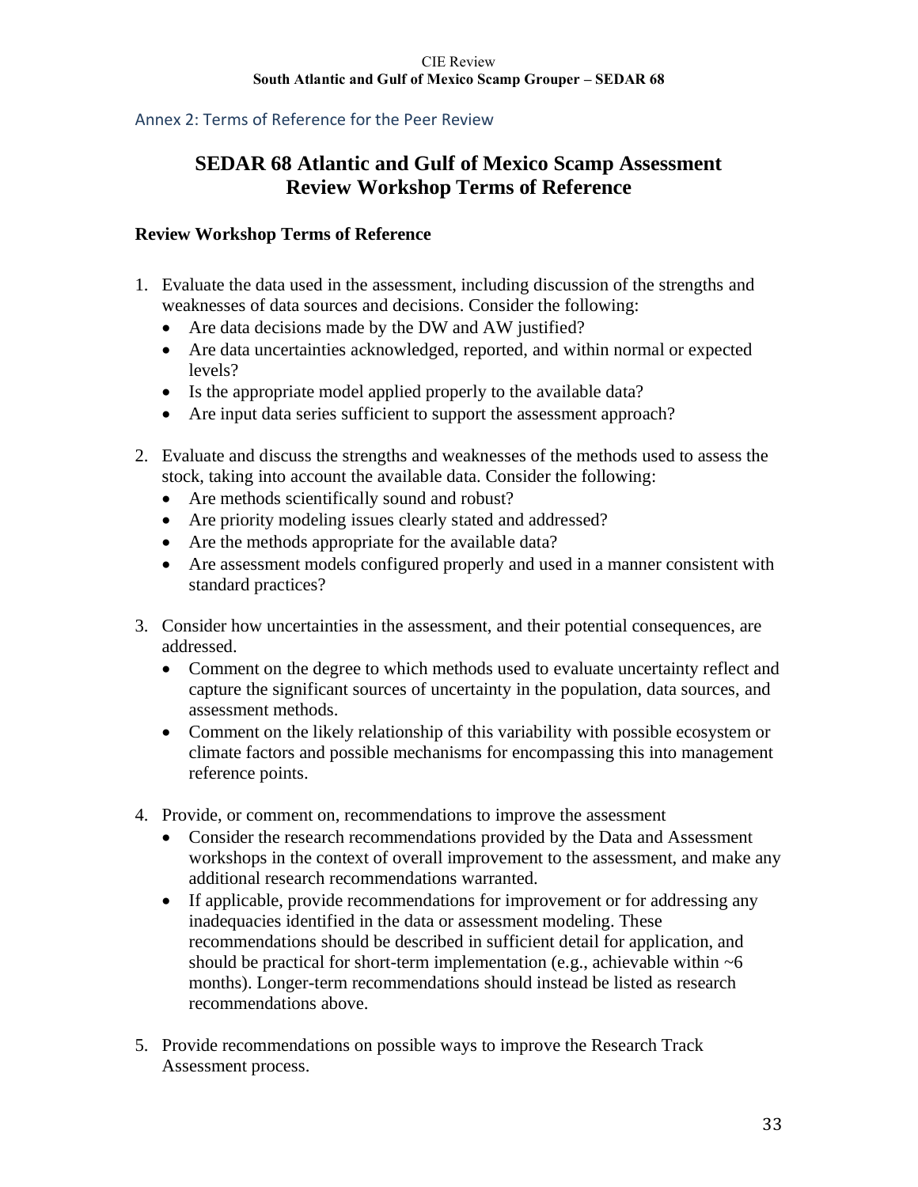## Annex 2: Terms of Reference for the Peer Review

# SEDAR 68 Atlantic and Gulf of Mexico Scamp Assessment Review Workshop Terms of Reference

### Review Workshop Terms of Reference

1. Evaluate the data used in the assessment, including discussion of the strengths and weaknesses of data sources and decisions. Consider the following:
   - Are data decisions made by the DW and AW justified?
   - Are data uncertainties acknowledged, reported, and within normal or expected levels?
   - Is the appropriate model applied properly to the available data?
   - Are input data series sufficient to support the assessment approach?

2. Evaluate and discuss the strengths and weaknesses of the methods used to assess the stock, taking into account the available data. Consider the following:
   - Are methods scientifically sound and robust?
   - Are priority modeling issues clearly stated and addressed?
   - Are the methods appropriate for the available data?
   - Are assessment models configured properly and used in a manner consistent with standard practices?

3. Consider how uncertainties in the assessment, and their potential consequences, are addressed.
   - Comment on the degree to which methods used to evaluate uncertainty reflect and capture the significant sources of uncertainty in the population, data sources, and assessment methods.
   - Comment on the likely relationship of this variability with possible ecosystem or climate factors and possible mechanisms for encompassing this into management reference points.

4. Provide, or comment on, recommendations to improve the assessment
   - Consider the research recommendations provided by the Data and Assessment workshops in the context of overall improvement to the assessment, and make any additional research recommendations warranted.
   - If applicable, provide recommendations for improvement or for addressing any inadequacies identified in the data or assessment modeling. These recommendations should be described in sufficient detail for application, and should be practical for short-term implementation (e.g., achievable within ~6 months). Longer-term recommendations should instead be listed as research recommendations above.

5. Provide recommendations on possible ways to improve the Research Track Assessment process.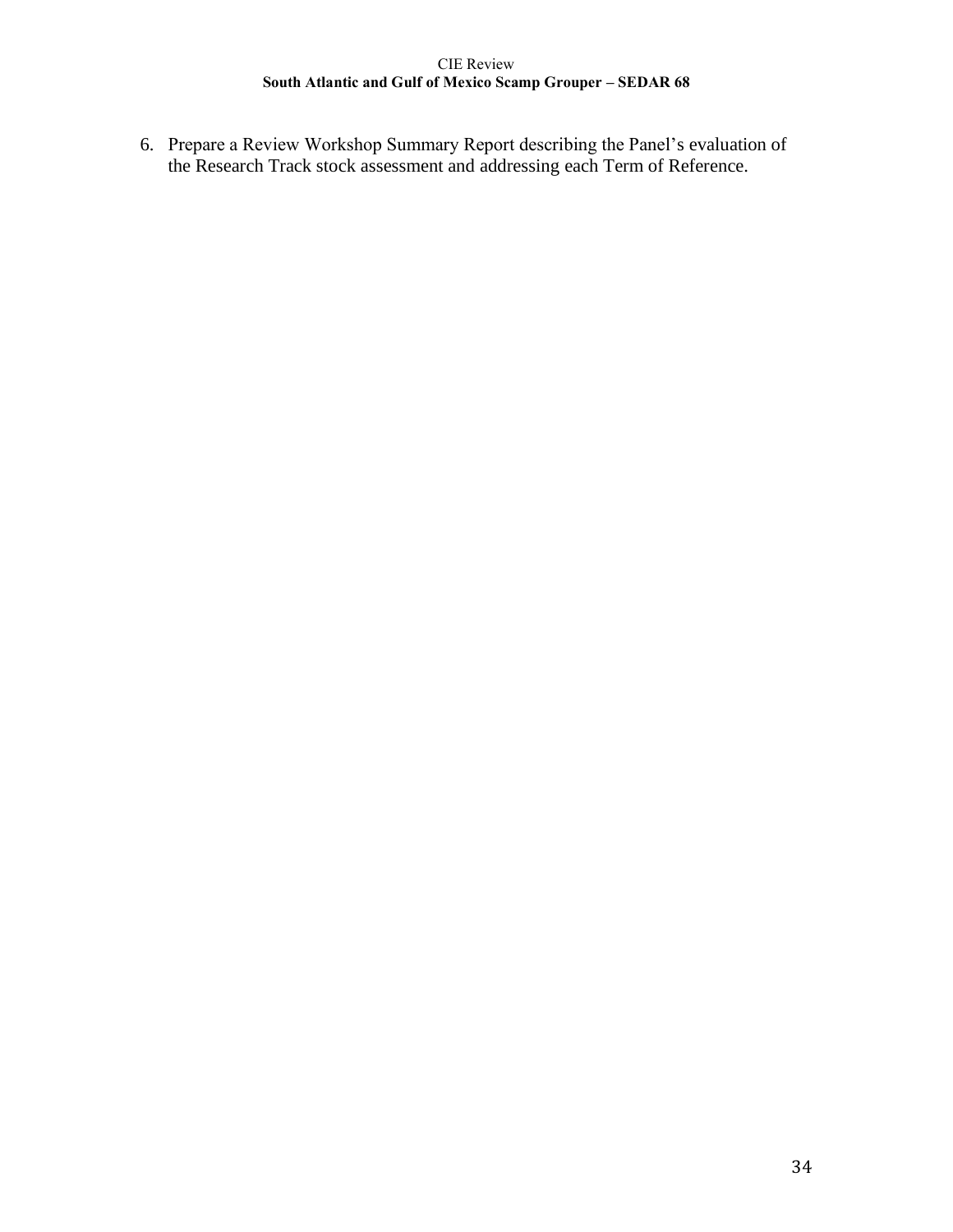6. Prepare a Review Workshop Summary Report describing the Panel's evaluation of the Research Track stock assessment and addressing each Term of Reference.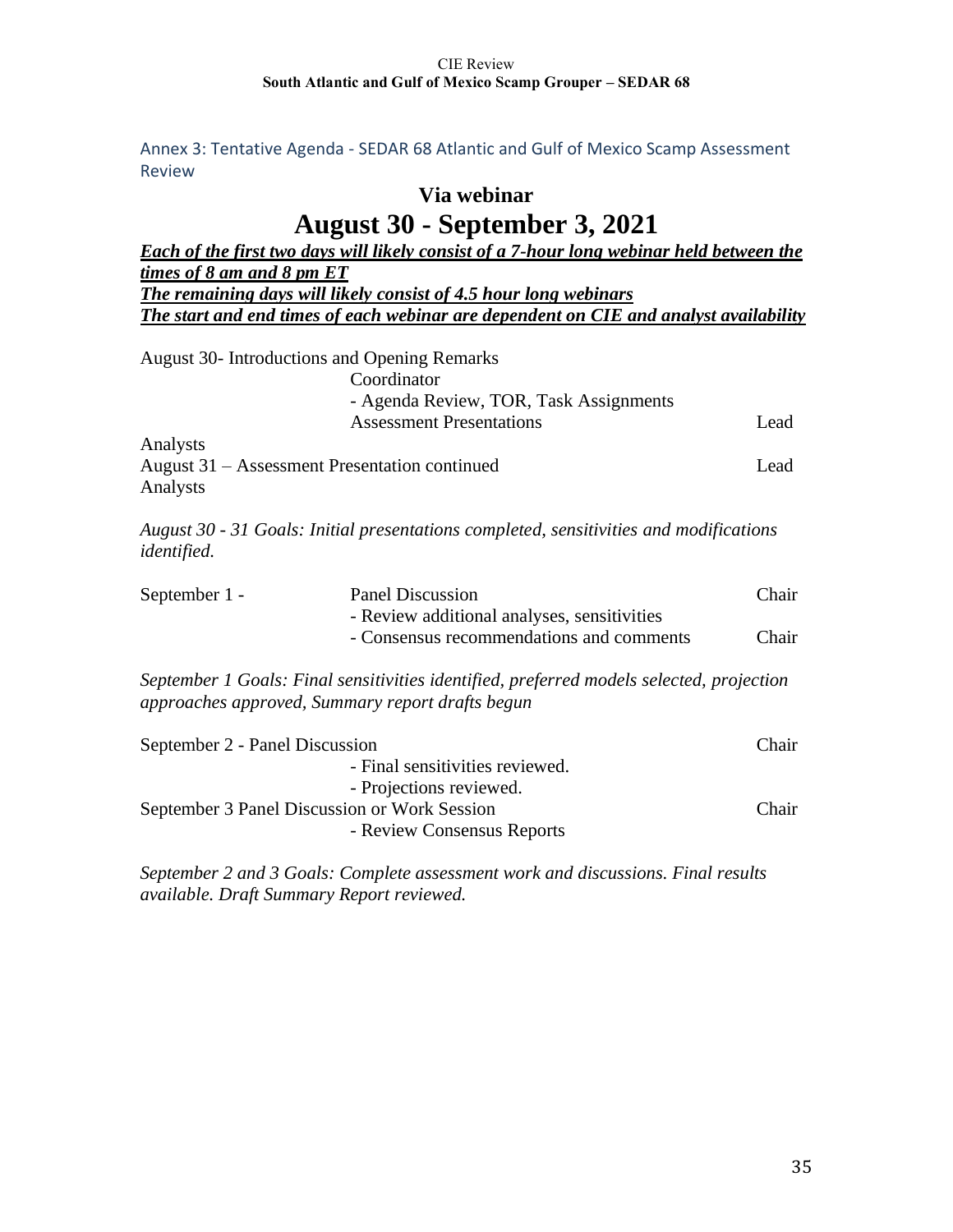Annex 3: Tentative Agenda - SEDAR 68 Atlantic and Gulf of Mexico Scamp Assessment Review

## Via webinar

# August 30 - September 3, 2021

***Each of the first two days will likely consist of a 7-hour long webinar held between the times of 8 am and 8 pm ET***

***The remaining days will likely consist of 4.5 hour long webinars***

***The start and end times of each webinar are dependent on CIE and analyst availability***

August 30- Introductions and Opening Remarks
Coordinator
- Agenda Review, TOR, Task Assignments
Assessment Presentations — Lead Analysts

August 31 – Assessment Presentation continued — Lead Analysts

*August 30 - 31 Goals: Initial presentations completed, sensitivities and modifications identified.*

| | | |
|---|---|---|
| September 1 - | Panel Discussion | Chair |
| | - Review additional analyses, sensitivities | |
| | - Consensus recommendations and comments | Chair |

*September 1 Goals: Final sensitivities identified, preferred models selected, projection approaches approved, Summary report drafts begun*

| | | |
|---|---|---|
| September 2 - Panel Discussion | | Chair |
| | - Final sensitivities reviewed. | |
| | - Projections reviewed. | |
| September 3 Panel Discussion or Work Session | | Chair |
| | - Review Consensus Reports | |

*September 2 and 3 Goals: Complete assessment work and discussions. Final results available. Draft Summary Report reviewed.*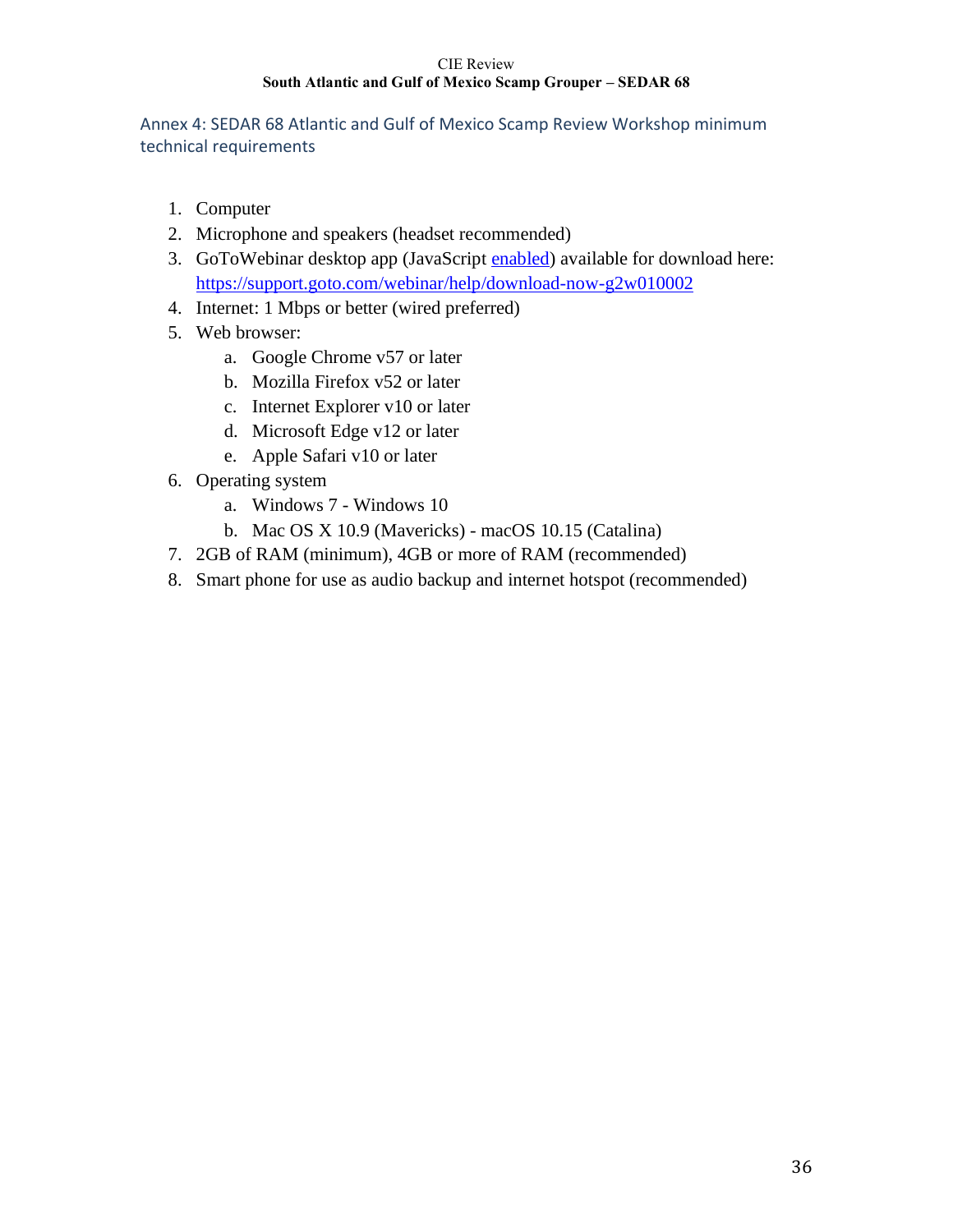## Annex 4: SEDAR 68 Atlantic and Gulf of Mexico Scamp Review Workshop minimum technical requirements

1. Computer
2. Microphone and speakers (headset recommended)
3. GoToWebinar desktop app (JavaScript enabled) available for download here: https://support.goto.com/webinar/help/download-now-g2w010002
4. Internet: 1 Mbps or better (wired preferred)
5. Web browser:
   a. Google Chrome v57 or later
   b. Mozilla Firefox v52 or later
   c. Internet Explorer v10 or later
   d. Microsoft Edge v12 or later
   e. Apple Safari v10 or later
6. Operating system
   a. Windows 7 - Windows 10
   b. Mac OS X 10.9 (Mavericks) - macOS 10.15 (Catalina)
7. 2GB of RAM (minimum), 4GB or more of RAM (recommended)
8. Smart phone for use as audio backup and internet hotspot (recommended)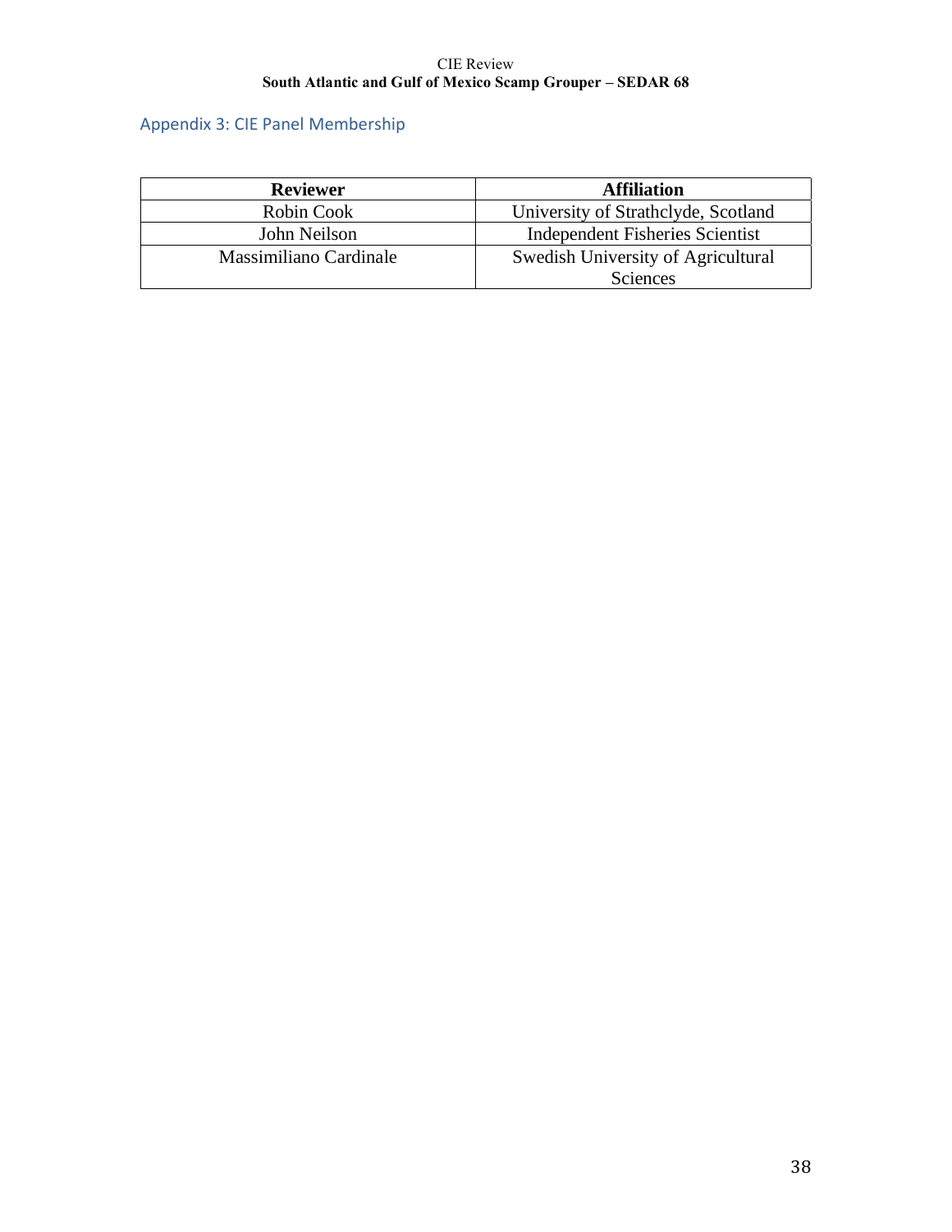## Appendix 3: CIE Panel Membership

| Reviewer | Affiliation |
| --- | --- |
| Robin Cook | University of Strathclyde, Scotland |
| John Neilson | Independent Fisheries Scientist |
| Massimiliano Cardinale | Swedish University of Agricultural Sciences |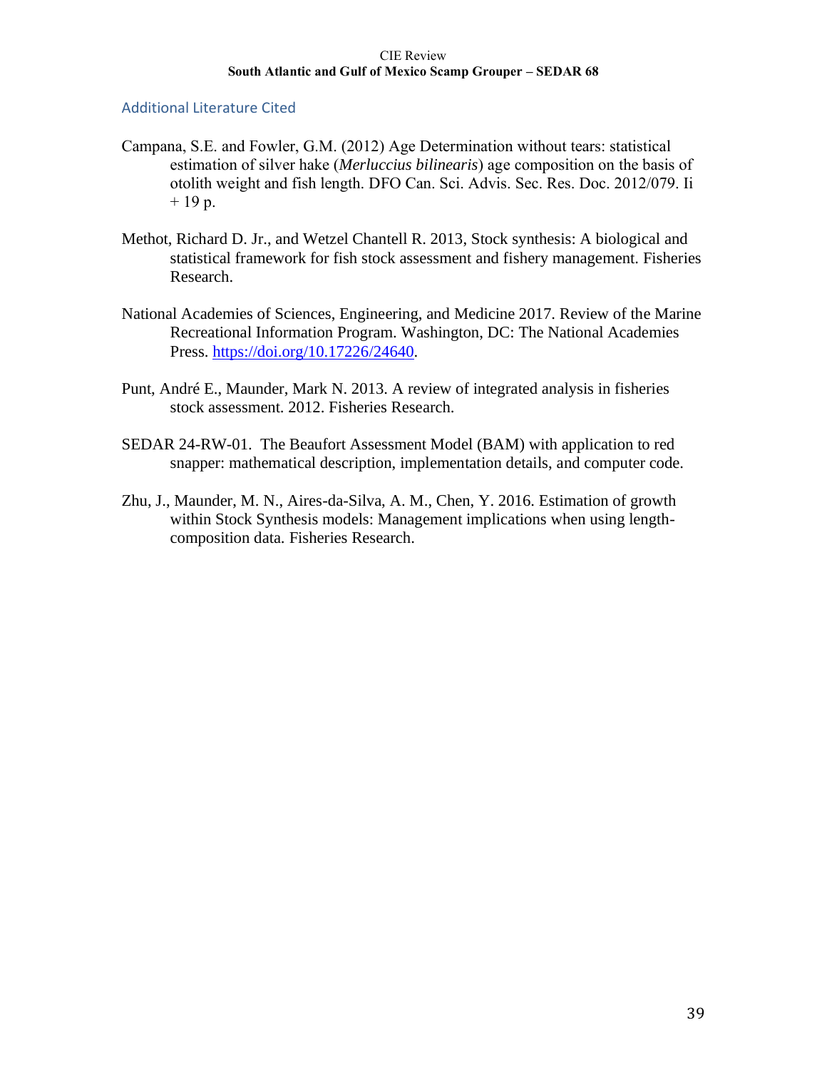## Additional Literature Cited

Campana, S.E. and Fowler, G.M. (2012) Age Determination without tears: statistical estimation of silver hake (*Merluccius bilinearis*) age composition on the basis of otolith weight and fish length. DFO Can. Sci. Advis. Sec. Res. Doc. 2012/079. Ii + 19 p.

Methot, Richard D. Jr., and Wetzel Chantell R. 2013, Stock synthesis: A biological and statistical framework for fish stock assessment and fishery management. Fisheries Research.

National Academies of Sciences, Engineering, and Medicine 2017. Review of the Marine Recreational Information Program. Washington, DC: The National Academies Press. https://doi.org/10.17226/24640.

Punt, André E., Maunder, Mark N. 2013. A review of integrated analysis in fisheries stock assessment. 2012. Fisheries Research.

SEDAR 24-RW-01. The Beaufort Assessment Model (BAM) with application to red snapper: mathematical description, implementation details, and computer code.

Zhu, J., Maunder, M. N., Aires-da-Silva, A. M., Chen, Y. 2016. Estimation of growth within Stock Synthesis models: Management implications when using length-composition data. Fisheries Research.